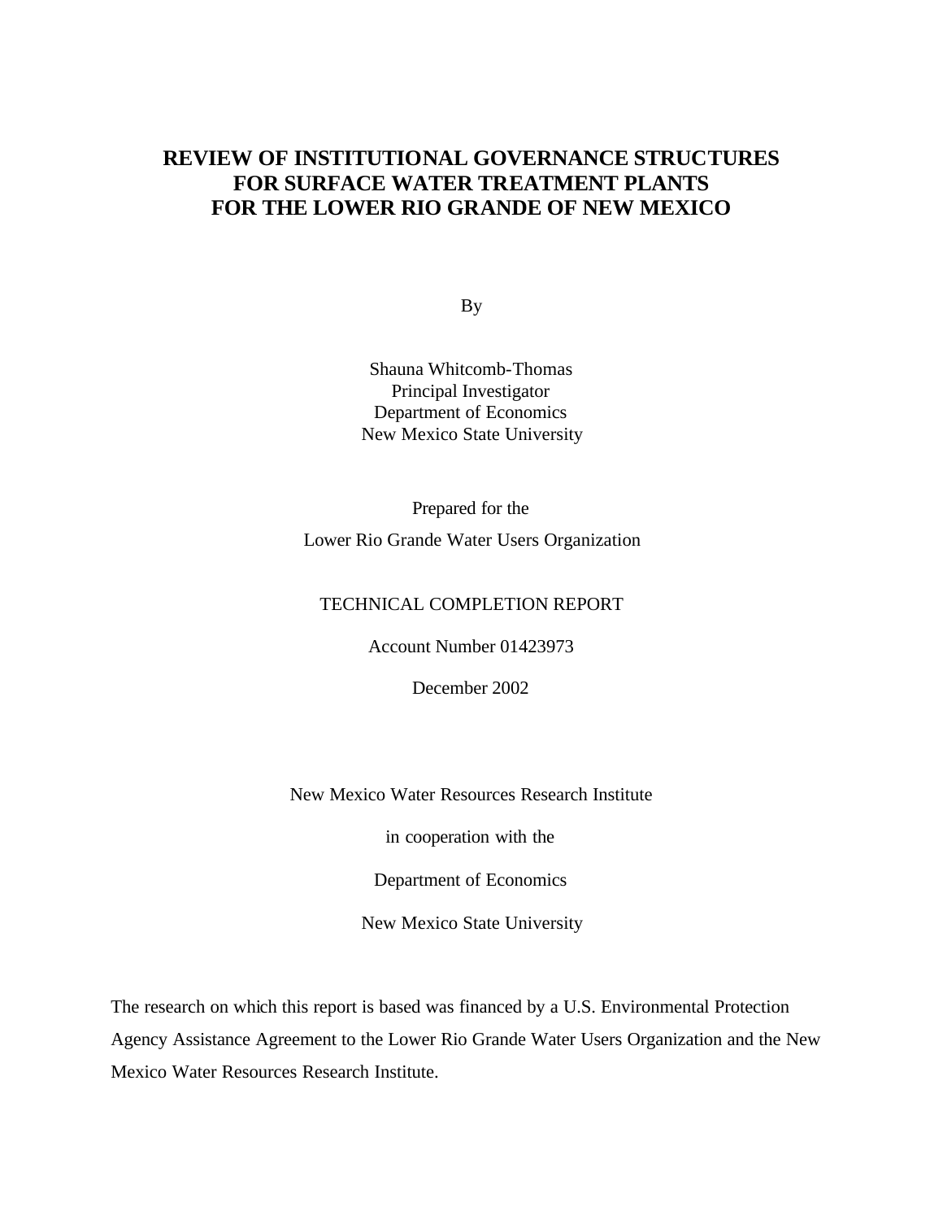# REVIEW OF INSTITUTIONAL GOVERNANCE STRUCTURES FOR SURFACE WATER TREATMENT PLANTS FOR THE LOWER RIO GRANDE OF NEW MEXICO

By

Shauna Whitcomb-Thomas
Principal Investigator
Department of Economics
New Mexico State University

Prepared for the

Lower Rio Grande Water Users Organization

TECHNICAL COMPLETION REPORT

Account Number 01423973

December 2002

New Mexico Water Resources Research Institute

in cooperation with the

Department of Economics

New Mexico State University

The research on which this report is based was financed by a U.S. Environmental Protection Agency Assistance Agreement to the Lower Rio Grande Water Users Organization and the New Mexico Water Resources Research Institute.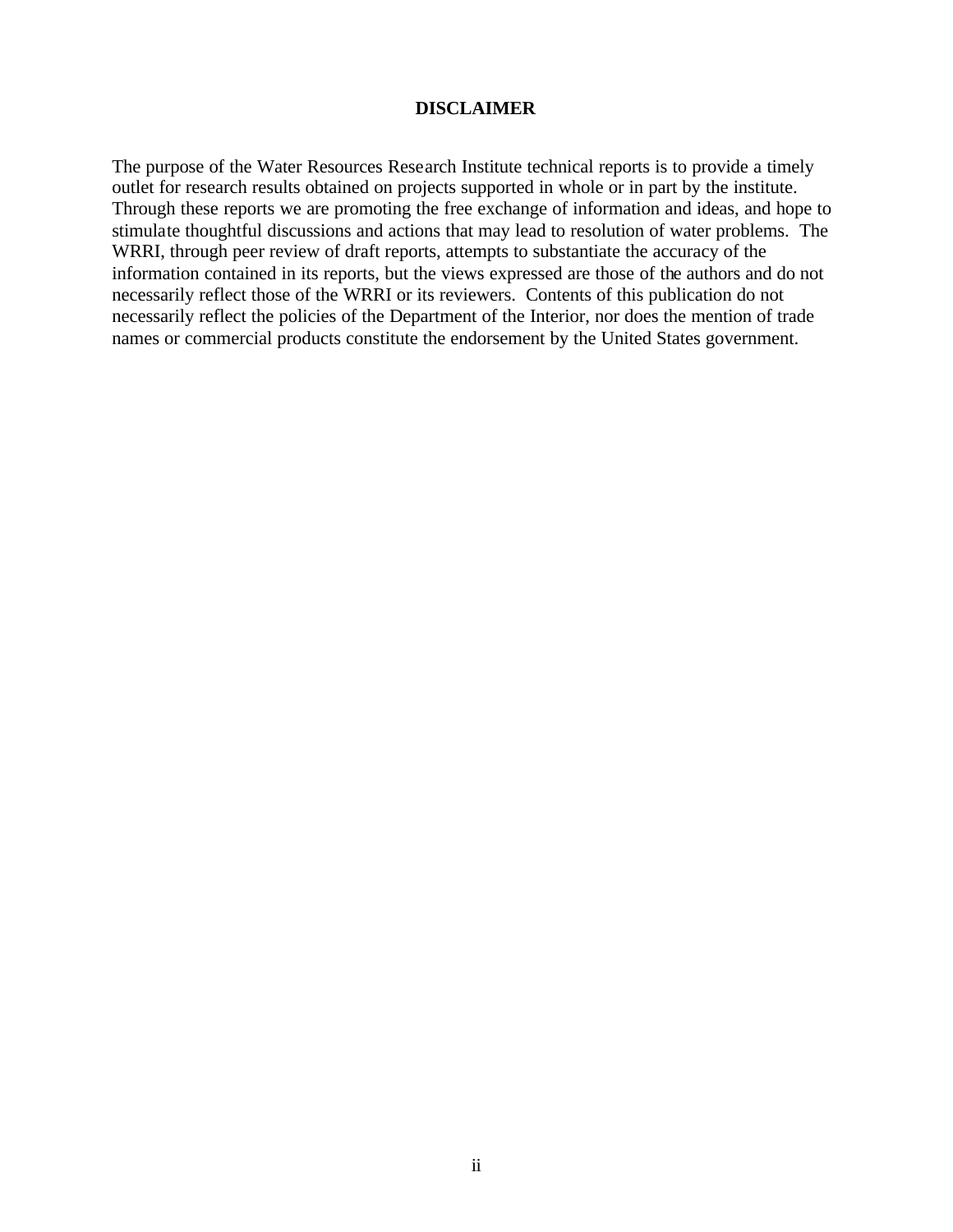## DISCLAIMER

The purpose of the Water Resources Research Institute technical reports is to provide a timely outlet for research results obtained on projects supported in whole or in part by the institute. Through these reports we are promoting the free exchange of information and ideas, and hope to stimulate thoughtful discussions and actions that may lead to resolution of water problems. The WRRI, through peer review of draft reports, attempts to substantiate the accuracy of the information contained in its reports, but the views expressed are those of the authors and do not necessarily reflect those of the WRRI or its reviewers. Contents of this publication do not necessarily reflect the policies of the Department of the Interior, nor does the mention of trade names or commercial products constitute the endorsement by the United States government.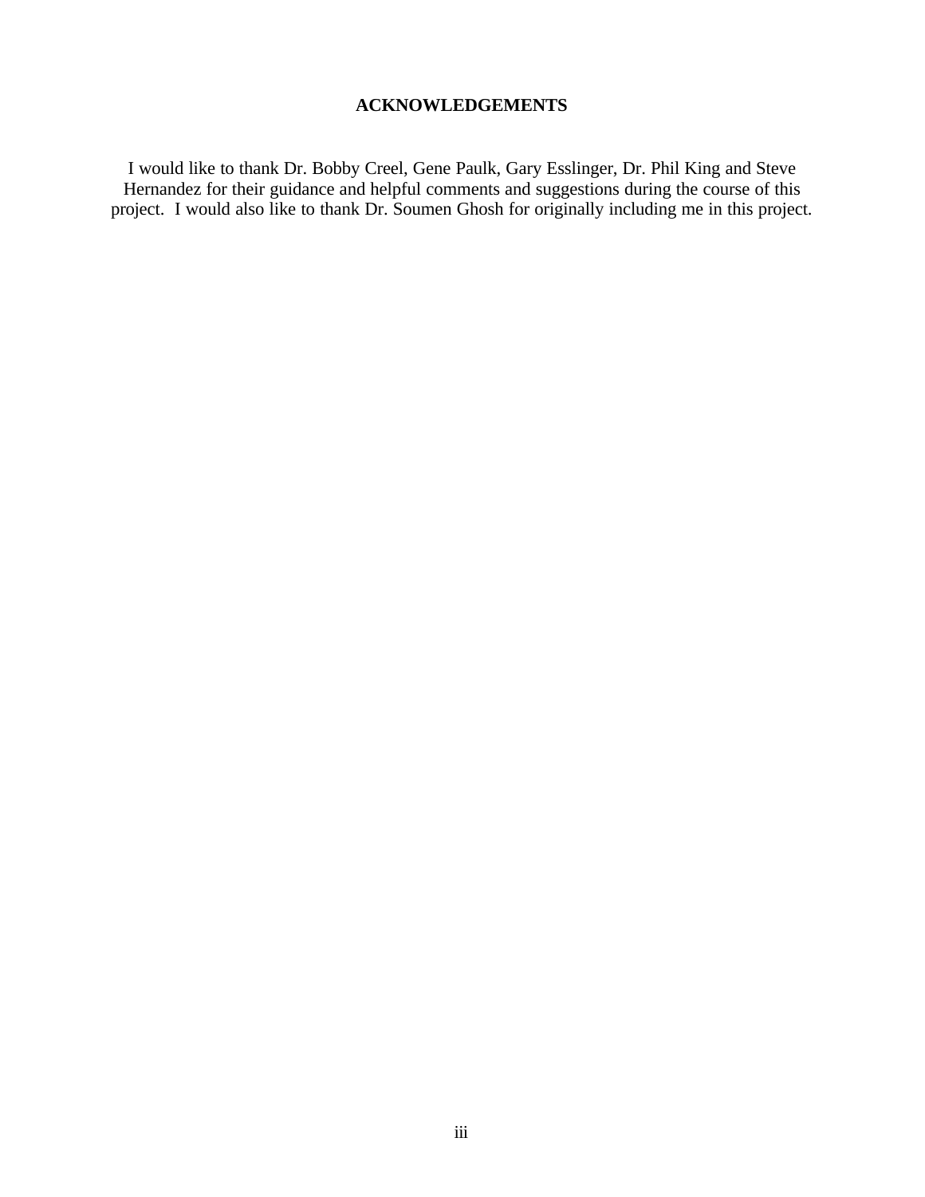# ACKNOWLEDGEMENTS

I would like to thank Dr. Bobby Creel, Gene Paulk, Gary Esslinger, Dr. Phil King and Steve Hernandez for their guidance and helpful comments and suggestions during the course of this project. I would also like to thank Dr. Soumen Ghosh for originally including me in this project.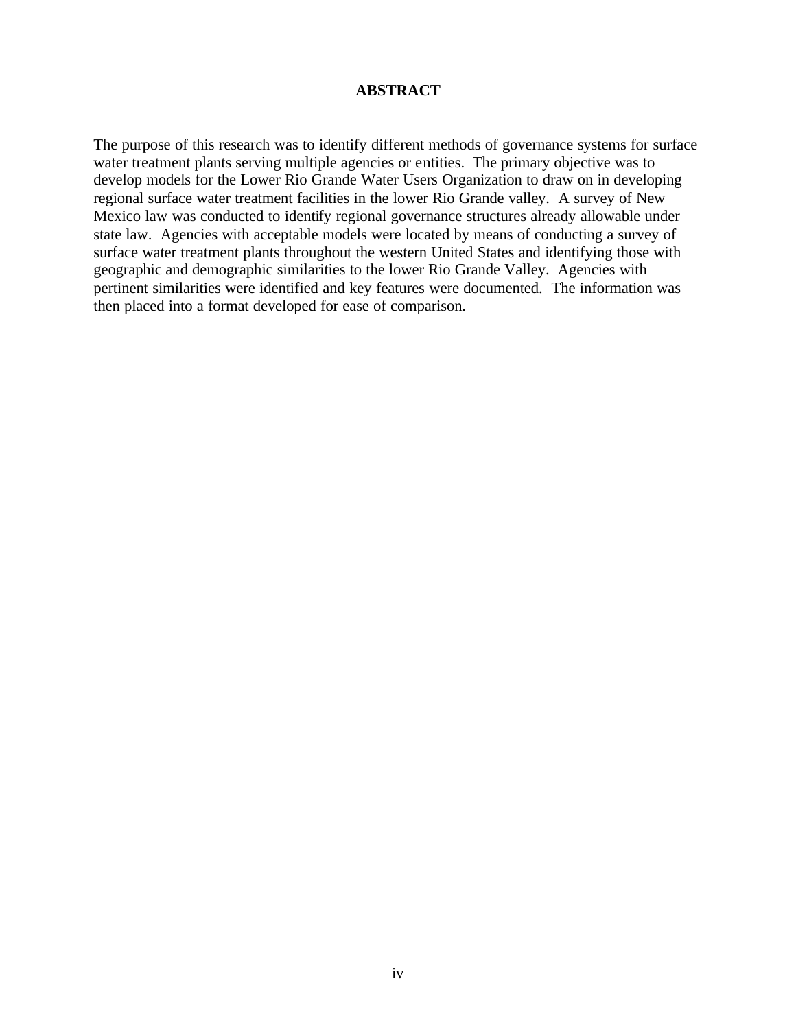# ABSTRACT

The purpose of this research was to identify different methods of governance systems for surface water treatment plants serving multiple agencies or entities. The primary objective was to develop models for the Lower Rio Grande Water Users Organization to draw on in developing regional surface water treatment facilities in the lower Rio Grande valley. A survey of New Mexico law was conducted to identify regional governance structures already allowable under state law. Agencies with acceptable models were located by means of conducting a survey of surface water treatment plants throughout the western United States and identifying those with geographic and demographic similarities to the lower Rio Grande Valley. Agencies with pertinent similarities were identified and key features were documented. The information was then placed into a format developed for ease of comparison.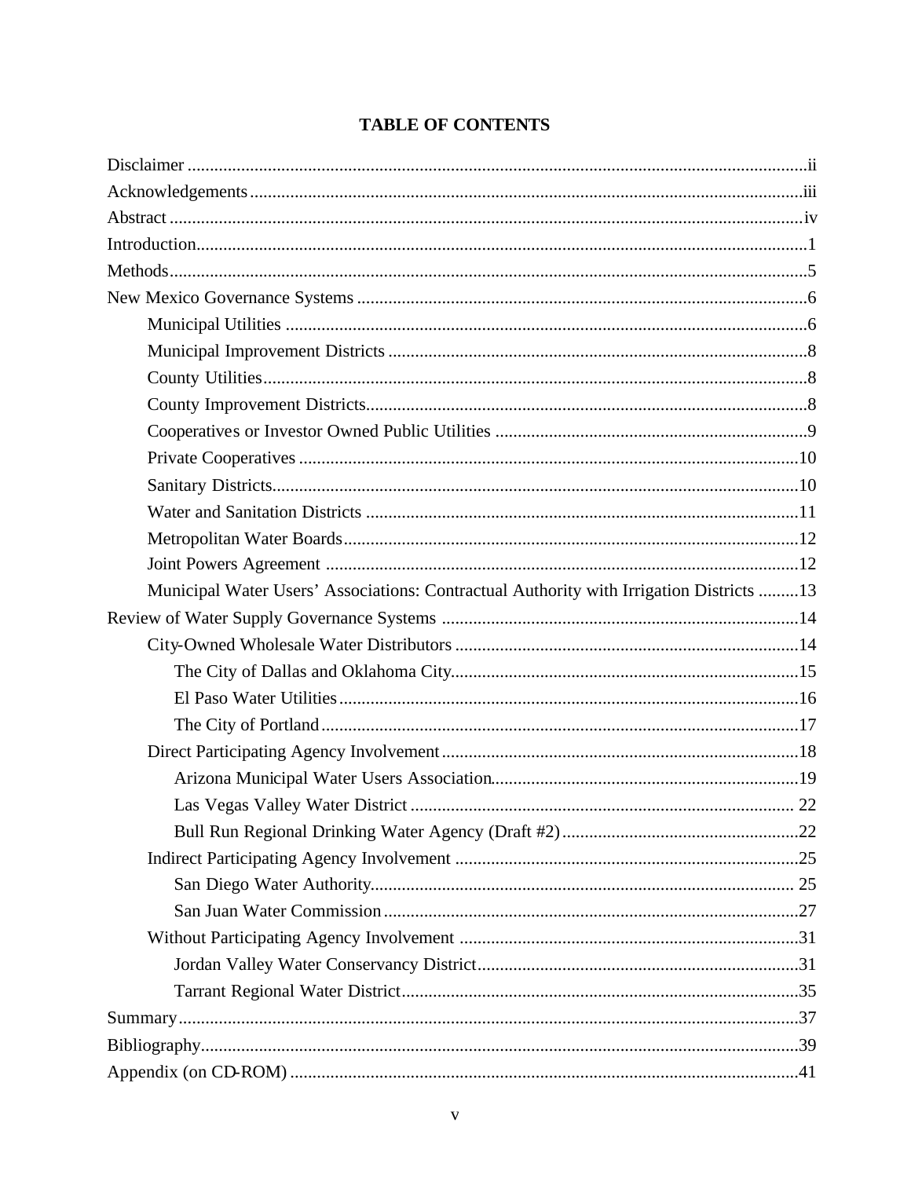# TABLE OF CONTENTS

Disclaimer .....ii
Acknowledgements .....iii
Abstract .....iv
Introduction.....1
Methods.....5
New Mexico Governance Systems .....6
- Municipal Utilities .....6
- Municipal Improvement Districts .....8
- County Utilities.....8
- County Improvement Districts.....8
- Cooperatives or Investor Owned Public Utilities .....9
- Private Cooperatives .....10
- Sanitary Districts.....10
- Water and Sanitation Districts .....11
- Metropolitan Water Boards.....12
- Joint Powers Agreement .....12
- Municipal Water Users' Associations: Contractual Authority with Irrigation Districts .....13

Review of Water Supply Governance Systems .....14
- City-Owned Wholesale Water Distributors .....14
  - The City of Dallas and Oklahoma City.....15
  - El Paso Water Utilities.....16
  - The City of Portland .....17
- Direct Participating Agency Involvement.....18
  - Arizona Municipal Water Users Association.....19
  - Las Vegas Valley Water District ..... 22
  - Bull Run Regional Drinking Water Agency (Draft #2).....22
- Indirect Participating Agency Involvement .....25
  - San Diego Water Authority..... 25
  - San Juan Water Commission .....27
- Without Participating Agency Involvement .....31
  - Jordan Valley Water Conservancy District.....31
  - Tarrant Regional Water District.....35

Summary.....37
Bibliography.....39
Appendix (on CD-ROM) .....41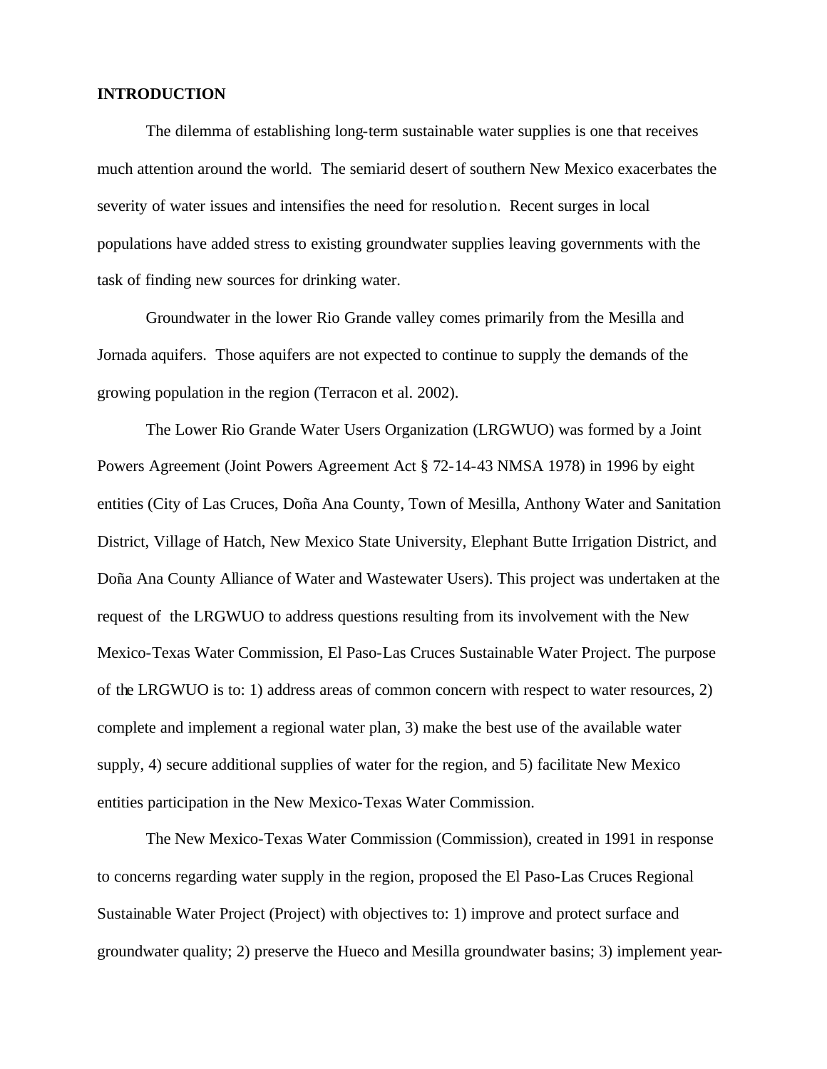## INTRODUCTION

The dilemma of establishing long-term sustainable water supplies is one that receives much attention around the world. The semiarid desert of southern New Mexico exacerbates the severity of water issues and intensifies the need for resolution. Recent surges in local populations have added stress to existing groundwater supplies leaving governments with the task of finding new sources for drinking water.

Groundwater in the lower Rio Grande valley comes primarily from the Mesilla and Jornada aquifers. Those aquifers are not expected to continue to supply the demands of the growing population in the region (Terracon et al. 2002).

The Lower Rio Grande Water Users Organization (LRGWUO) was formed by a Joint Powers Agreement (Joint Powers Agreement Act § 72-14-43 NMSA 1978) in 1996 by eight entities (City of Las Cruces, Doña Ana County, Town of Mesilla, Anthony Water and Sanitation District, Village of Hatch, New Mexico State University, Elephant Butte Irrigation District, and Doña Ana County Alliance of Water and Wastewater Users). This project was undertaken at the request of the LRGWUO to address questions resulting from its involvement with the New Mexico-Texas Water Commission, El Paso-Las Cruces Sustainable Water Project. The purpose of the LRGWUO is to: 1) address areas of common concern with respect to water resources, 2) complete and implement a regional water plan, 3) make the best use of the available water supply, 4) secure additional supplies of water for the region, and 5) facilitate New Mexico entities participation in the New Mexico-Texas Water Commission.

The New Mexico-Texas Water Commission (Commission), created in 1991 in response to concerns regarding water supply in the region, proposed the El Paso-Las Cruces Regional Sustainable Water Project (Project) with objectives to: 1) improve and protect surface and groundwater quality; 2) preserve the Hueco and Mesilla groundwater basins; 3) implement year-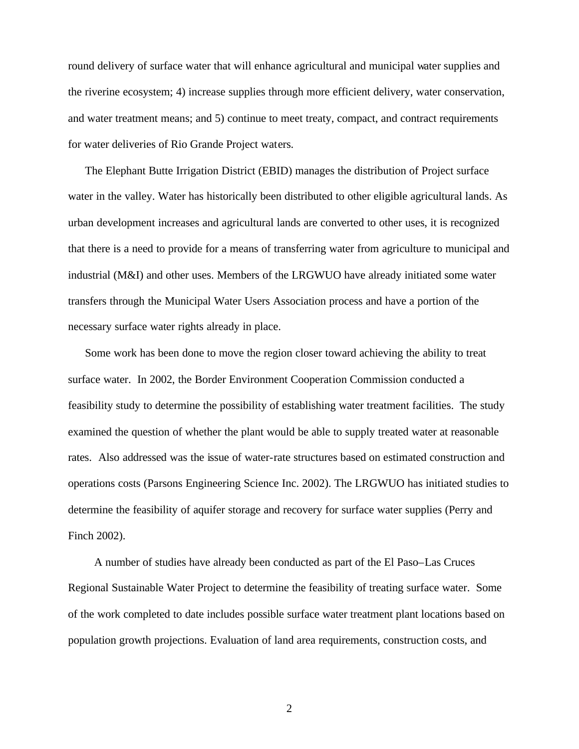round delivery of surface water that will enhance agricultural and municipal water supplies and the riverine ecosystem; 4) increase supplies through more efficient delivery, water conservation, and water treatment means; and 5) continue to meet treaty, compact, and contract requirements for water deliveries of Rio Grande Project waters.

The Elephant Butte Irrigation District (EBID) manages the distribution of Project surface water in the valley. Water has historically been distributed to other eligible agricultural lands. As urban development increases and agricultural lands are converted to other uses, it is recognized that there is a need to provide for a means of transferring water from agriculture to municipal and industrial (M&I) and other uses. Members of the LRGWUO have already initiated some water transfers through the Municipal Water Users Association process and have a portion of the necessary surface water rights already in place.

Some work has been done to move the region closer toward achieving the ability to treat surface water. In 2002, the Border Environment Cooperation Commission conducted a feasibility study to determine the possibility of establishing water treatment facilities. The study examined the question of whether the plant would be able to supply treated water at reasonable rates. Also addressed was the issue of water-rate structures based on estimated construction and operations costs (Parsons Engineering Science Inc. 2002). The LRGWUO has initiated studies to determine the feasibility of aquifer storage and recovery for surface water supplies (Perry and Finch 2002).

A number of studies have already been conducted as part of the El Paso–Las Cruces Regional Sustainable Water Project to determine the feasibility of treating surface water. Some of the work completed to date includes possible surface water treatment plant locations based on population growth projections. Evaluation of land area requirements, construction costs, and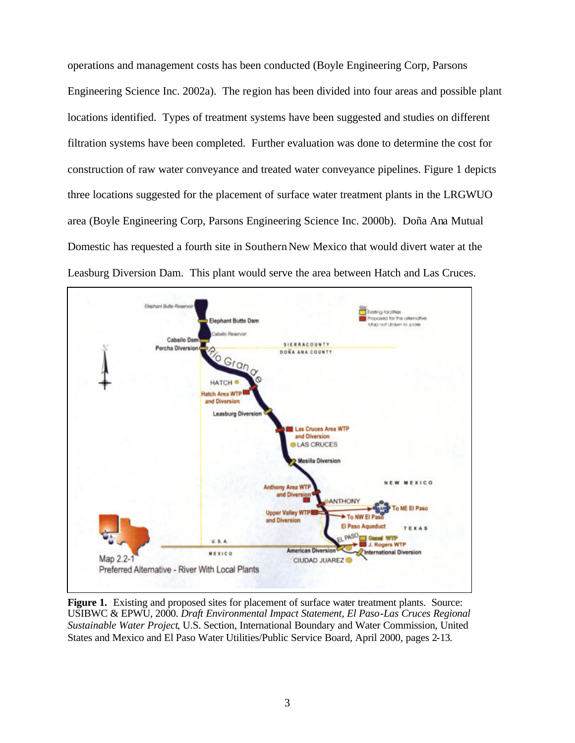operations and management costs has been conducted (Boyle Engineering Corp, Parsons Engineering Science Inc. 2002a). The region has been divided into four areas and possible plant locations identified. Types of treatment systems have been suggested and studies on different filtration systems have been completed. Further evaluation was done to determine the cost for construction of raw water conveyance and treated water conveyance pipelines. Figure 1 depicts three locations suggested for the placement of surface water treatment plants in the LRGWUO area (Boyle Engineering Corp, Parsons Engineering Science Inc. 2000b). Doña Ana Mutual Domestic has requested a fourth site in Southern New Mexico that would divert water at the Leasburg Diversion Dam. This plant would serve the area between Hatch and Las Cruces.

**Figure 1.** Existing and proposed sites for placement of surface water treatment plants. Source: USIBWC & EPWU, 2000. *Draft Environmental Impact Statement, El Paso-Las Cruces Regional Sustainable Water Project*, U.S. Section, International Boundary and Water Commission, United States and Mexico and El Paso Water Utilities/Public Service Board, April 2000, pages 2-13.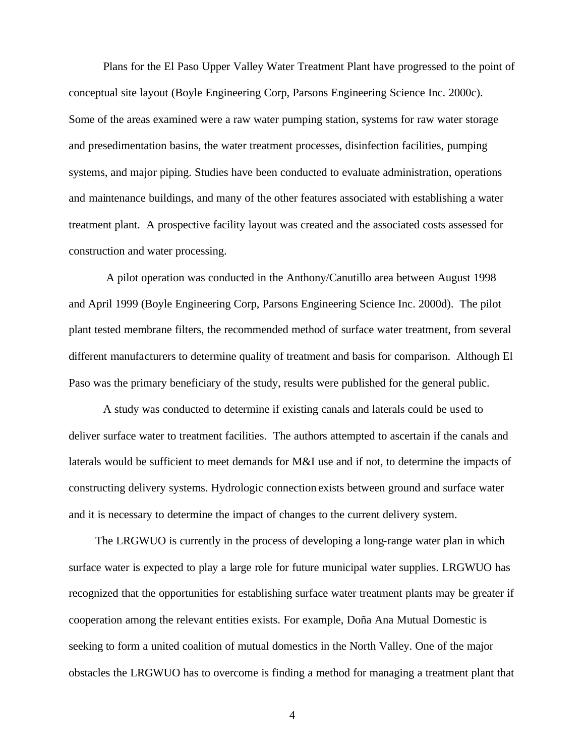Plans for the El Paso Upper Valley Water Treatment Plant have progressed to the point of conceptual site layout (Boyle Engineering Corp, Parsons Engineering Science Inc. 2000c). Some of the areas examined were a raw water pumping station, systems for raw water storage and presedimentation basins, the water treatment processes, disinfection facilities, pumping systems, and major piping. Studies have been conducted to evaluate administration, operations and maintenance buildings, and many of the other features associated with establishing a water treatment plant. A prospective facility layout was created and the associated costs assessed for construction and water processing.

A pilot operation was conducted in the Anthony/Canutillo area between August 1998 and April 1999 (Boyle Engineering Corp, Parsons Engineering Science Inc. 2000d). The pilot plant tested membrane filters, the recommended method of surface water treatment, from several different manufacturers to determine quality of treatment and basis for comparison. Although El Paso was the primary beneficiary of the study, results were published for the general public.

A study was conducted to determine if existing canals and laterals could be used to deliver surface water to treatment facilities. The authors attempted to ascertain if the canals and laterals would be sufficient to meet demands for M&I use and if not, to determine the impacts of constructing delivery systems. Hydrologic connection exists between ground and surface water and it is necessary to determine the impact of changes to the current delivery system.

The LRGWUO is currently in the process of developing a long-range water plan in which surface water is expected to play a large role for future municipal water supplies. LRGWUO has recognized that the opportunities for establishing surface water treatment plants may be greater if cooperation among the relevant entities exists. For example, Doña Ana Mutual Domestic is seeking to form a united coalition of mutual domestics in the North Valley. One of the major obstacles the LRGWUO has to overcome is finding a method for managing a treatment plant that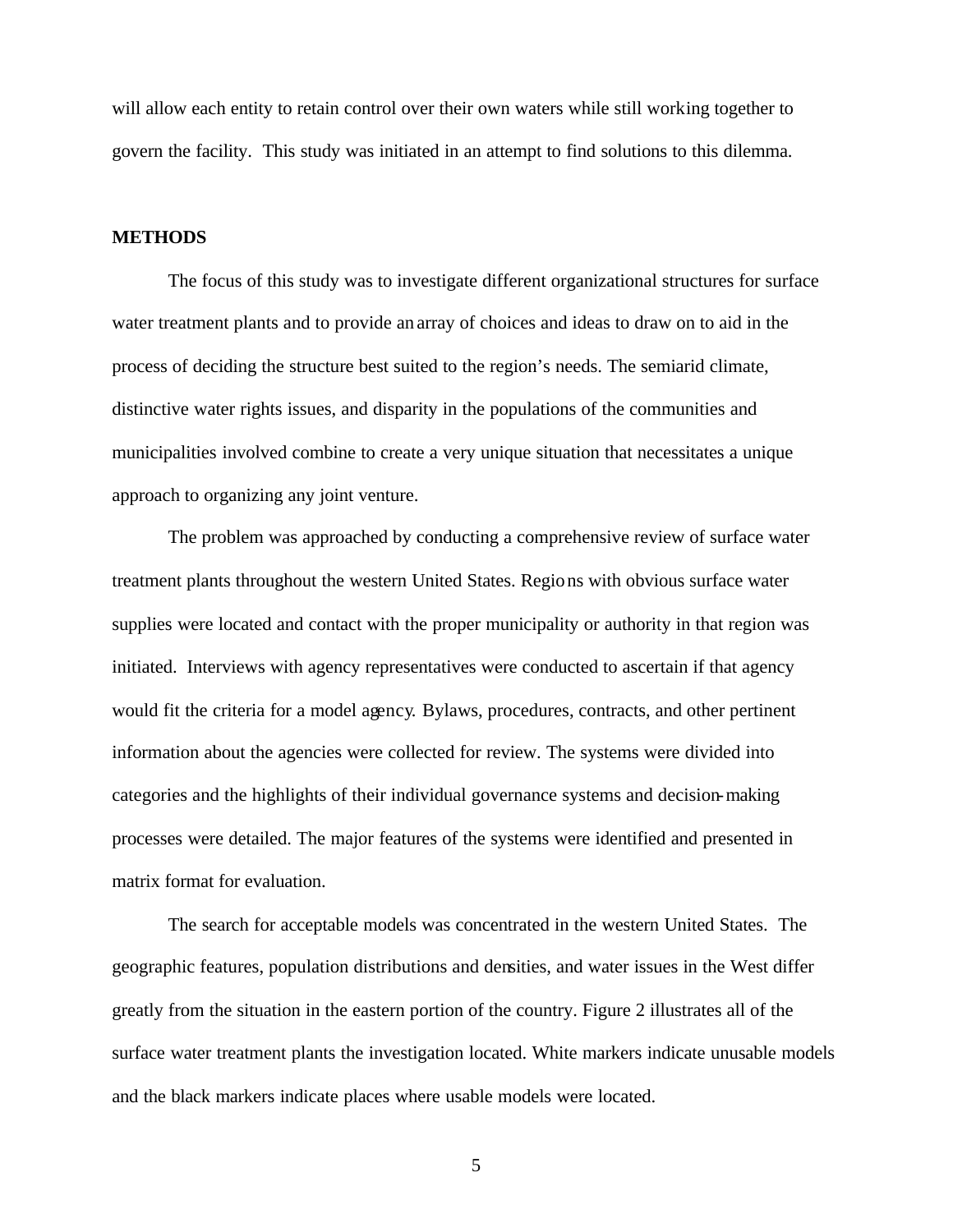will allow each entity to retain control over their own waters while still working together to govern the facility. This study was initiated in an attempt to find solutions to this dilemma.

## METHODS

The focus of this study was to investigate different organizational structures for surface water treatment plants and to provide an array of choices and ideas to draw on to aid in the process of deciding the structure best suited to the region's needs. The semiarid climate, distinctive water rights issues, and disparity in the populations of the communities and municipalities involved combine to create a very unique situation that necessitates a unique approach to organizing any joint venture.

The problem was approached by conducting a comprehensive review of surface water treatment plants throughout the western United States. Regions with obvious surface water supplies were located and contact with the proper municipality or authority in that region was initiated. Interviews with agency representatives were conducted to ascertain if that agency would fit the criteria for a model agency. Bylaws, procedures, contracts, and other pertinent information about the agencies were collected for review. The systems were divided into categories and the highlights of their individual governance systems and decision-making processes were detailed. The major features of the systems were identified and presented in matrix format for evaluation.

The search for acceptable models was concentrated in the western United States. The geographic features, population distributions and densities, and water issues in the West differ greatly from the situation in the eastern portion of the country. Figure 2 illustrates all of the surface water treatment plants the investigation located. White markers indicate unusable models and the black markers indicate places where usable models were located.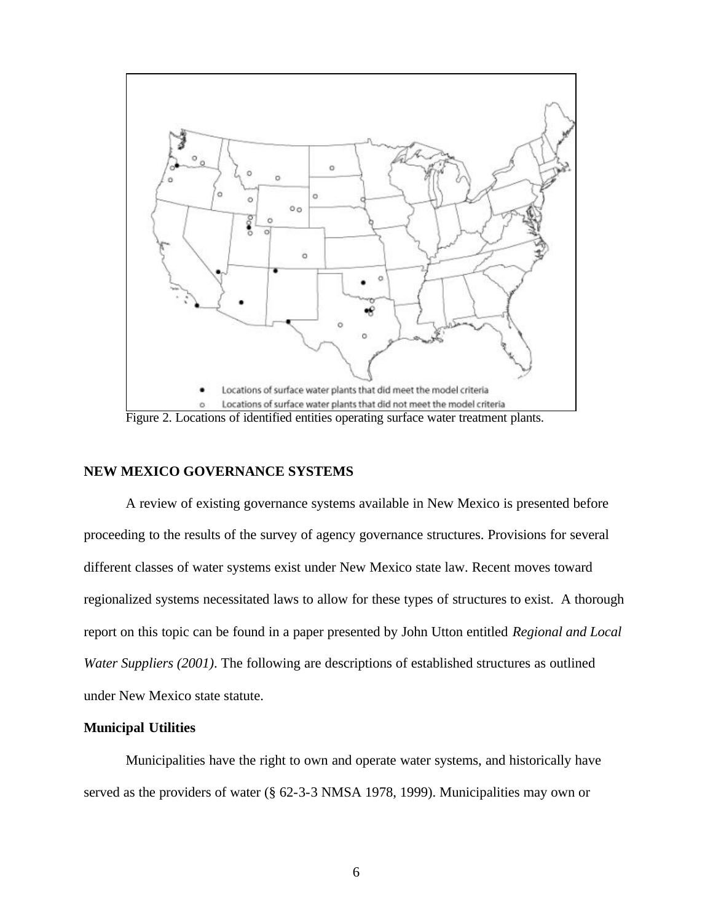- Locations of surface water plants that did meet the model criteria
- Locations of surface water plants that did not meet the model criteria

Figure 2. Locations of identified entities operating surface water treatment plants.

## NEW MEXICO GOVERNANCE SYSTEMS

A review of existing governance systems available in New Mexico is presented before proceeding to the results of the survey of agency governance structures. Provisions for several different classes of water systems exist under New Mexico state law. Recent moves toward regionalized systems necessitated laws to allow for these types of structures to exist. A thorough report on this topic can be found in a paper presented by John Utton entitled *Regional and Local Water Suppliers (2001)*. The following are descriptions of established structures as outlined under New Mexico state statute.

### Municipal Utilities

Municipalities have the right to own and operate water systems, and historically have served as the providers of water (§ 62-3-3 NMSA 1978, 1999). Municipalities may own or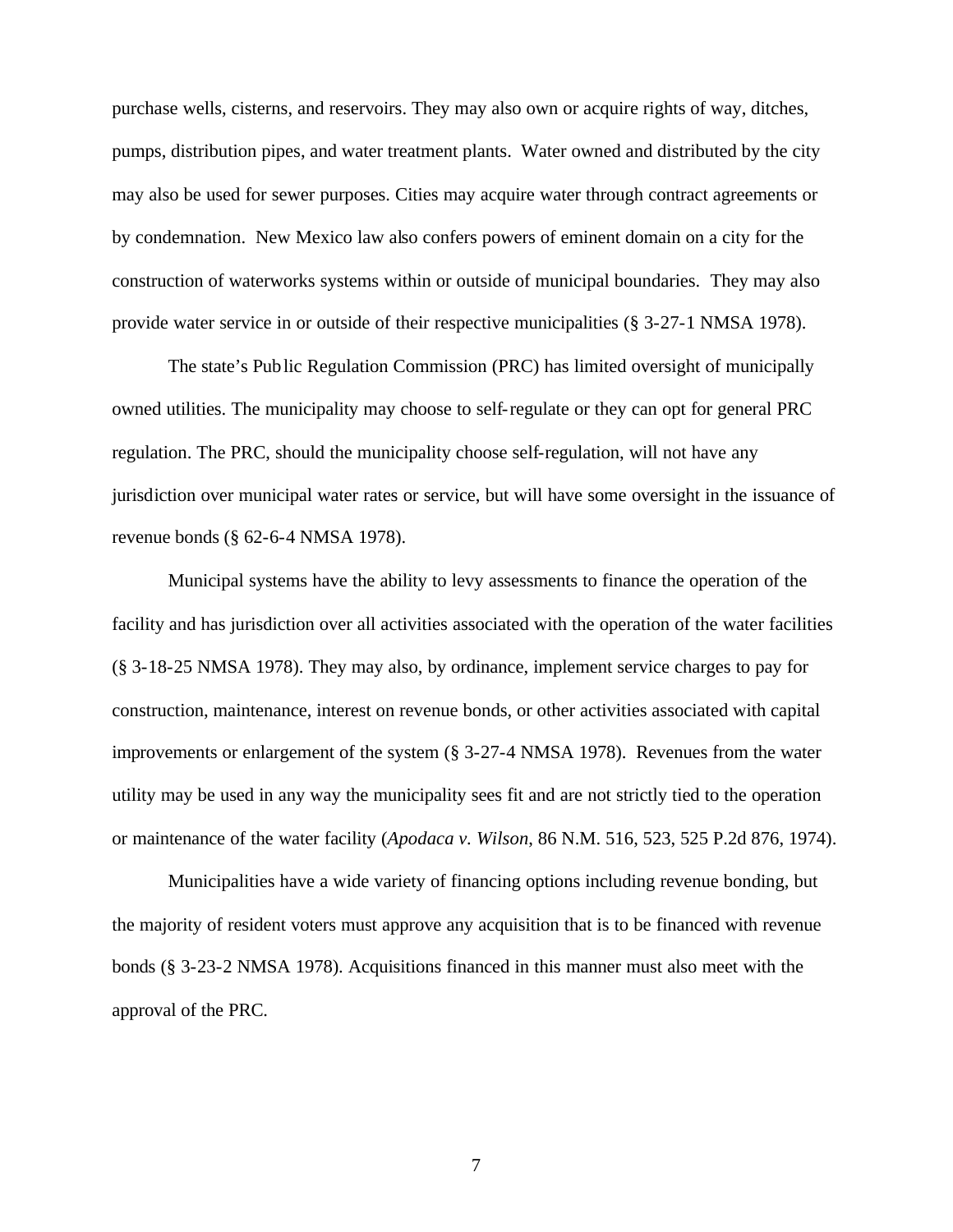purchase wells, cisterns, and reservoirs. They may also own or acquire rights of way, ditches, pumps, distribution pipes, and water treatment plants. Water owned and distributed by the city may also be used for sewer purposes. Cities may acquire water through contract agreements or by condemnation. New Mexico law also confers powers of eminent domain on a city for the construction of waterworks systems within or outside of municipal boundaries. They may also provide water service in or outside of their respective municipalities (§ 3-27-1 NMSA 1978).

The state's Public Regulation Commission (PRC) has limited oversight of municipally owned utilities. The municipality may choose to self-regulate or they can opt for general PRC regulation. The PRC, should the municipality choose self-regulation, will not have any jurisdiction over municipal water rates or service, but will have some oversight in the issuance of revenue bonds (§ 62-6-4 NMSA 1978).

Municipal systems have the ability to levy assessments to finance the operation of the facility and has jurisdiction over all activities associated with the operation of the water facilities (§ 3-18-25 NMSA 1978). They may also, by ordinance, implement service charges to pay for construction, maintenance, interest on revenue bonds, or other activities associated with capital improvements or enlargement of the system (§ 3-27-4 NMSA 1978). Revenues from the water utility may be used in any way the municipality sees fit and are not strictly tied to the operation or maintenance of the water facility (*Apodaca v. Wilson*, 86 N.M. 516, 523, 525 P.2d 876, 1974).

Municipalities have a wide variety of financing options including revenue bonding, but the majority of resident voters must approve any acquisition that is to be financed with revenue bonds (§ 3-23-2 NMSA 1978). Acquisitions financed in this manner must also meet with the approval of the PRC.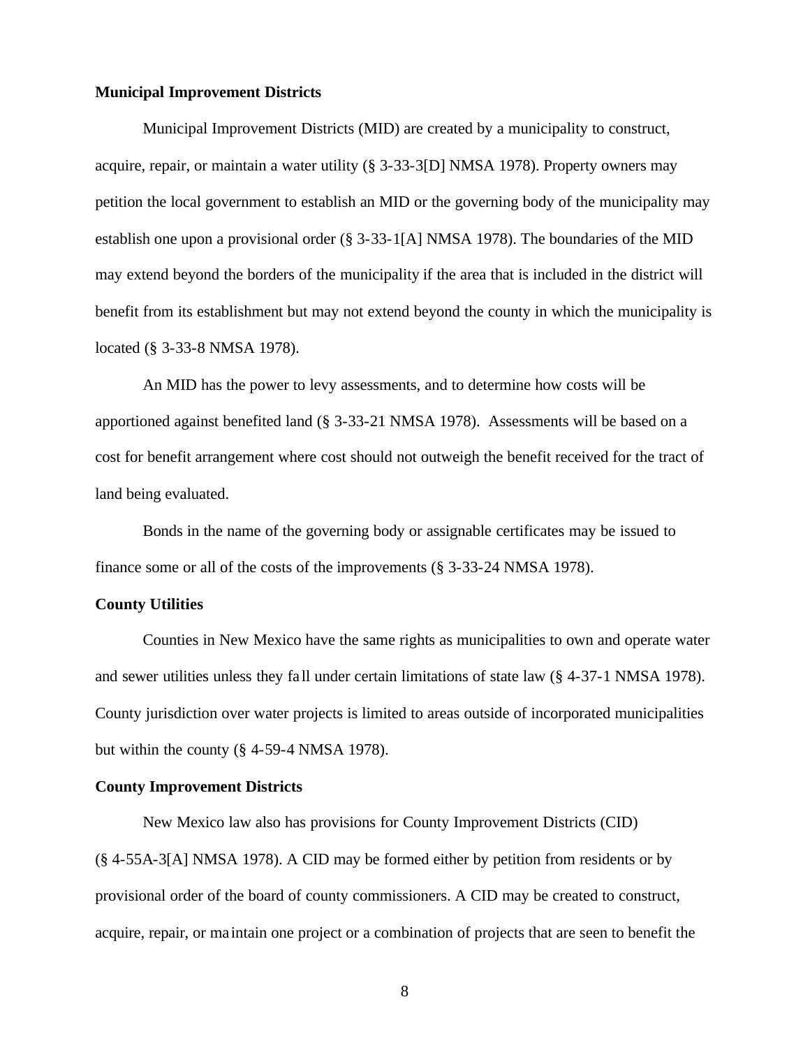**Municipal Improvement Districts**

Municipal Improvement Districts (MID) are created by a municipality to construct, acquire, repair, or maintain a water utility (§ 3-33-3[D] NMSA 1978). Property owners may petition the local government to establish an MID or the governing body of the municipality may establish one upon a provisional order (§ 3-33-1[A] NMSA 1978). The boundaries of the MID may extend beyond the borders of the municipality if the area that is included in the district will benefit from its establishment but may not extend beyond the county in which the municipality is located (§ 3-33-8 NMSA 1978).

An MID has the power to levy assessments, and to determine how costs will be apportioned against benefited land (§ 3-33-21 NMSA 1978). Assessments will be based on a cost for benefit arrangement where cost should not outweigh the benefit received for the tract of land being evaluated.

Bonds in the name of the governing body or assignable certificates may be issued to finance some or all of the costs of the improvements (§ 3-33-24 NMSA 1978).

**County Utilities**

Counties in New Mexico have the same rights as municipalities to own and operate water and sewer utilities unless they fall under certain limitations of state law (§ 4-37-1 NMSA 1978). County jurisdiction over water projects is limited to areas outside of incorporated municipalities but within the county (§ 4-59-4 NMSA 1978).

**County Improvement Districts**

New Mexico law also has provisions for County Improvement Districts (CID) (§ 4-55A-3[A] NMSA 1978). A CID may be formed either by petition from residents or by provisional order of the board of county commissioners. A CID may be created to construct, acquire, repair, or maintain one project or a combination of projects that are seen to benefit the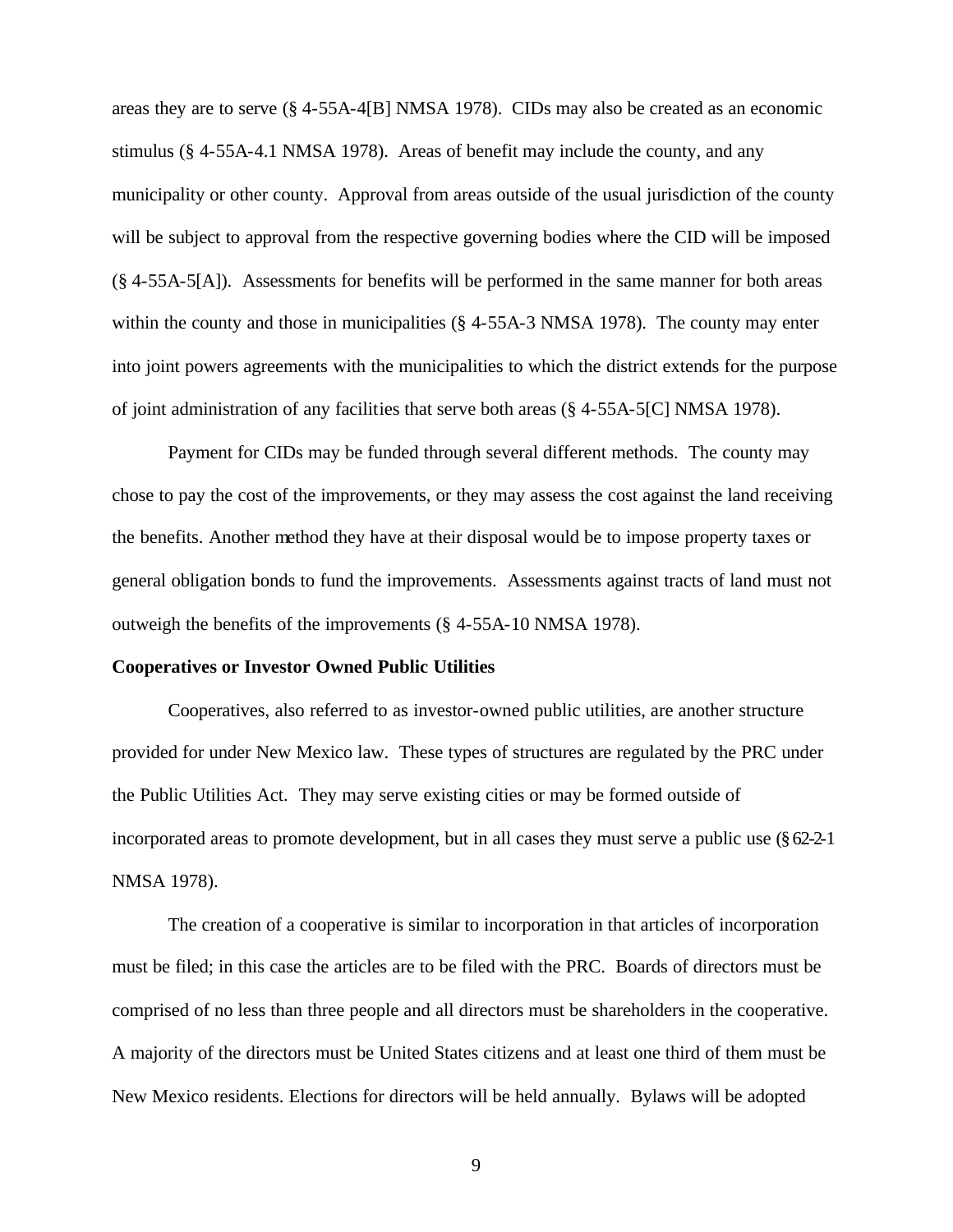areas they are to serve (§ 4-55A-4[B] NMSA 1978). CIDs may also be created as an economic stimulus (§ 4-55A-4.1 NMSA 1978). Areas of benefit may include the county, and any municipality or other county. Approval from areas outside of the usual jurisdiction of the county will be subject to approval from the respective governing bodies where the CID will be imposed (§ 4-55A-5[A]). Assessments for benefits will be performed in the same manner for both areas within the county and those in municipalities (§ 4-55A-3 NMSA 1978). The county may enter into joint powers agreements with the municipalities to which the district extends for the purpose of joint administration of any facilities that serve both areas (§ 4-55A-5[C] NMSA 1978).

Payment for CIDs may be funded through several different methods. The county may chose to pay the cost of the improvements, or they may assess the cost against the land receiving the benefits. Another method they have at their disposal would be to impose property taxes or general obligation bonds to fund the improvements. Assessments against tracts of land must not outweigh the benefits of the improvements (§ 4-55A-10 NMSA 1978).

**Cooperatives or Investor Owned Public Utilities**

Cooperatives, also referred to as investor-owned public utilities, are another structure provided for under New Mexico law. These types of structures are regulated by the PRC under the Public Utilities Act. They may serve existing cities or may be formed outside of incorporated areas to promote development, but in all cases they must serve a public use (§ 62-2-1 NMSA 1978).

The creation of a cooperative is similar to incorporation in that articles of incorporation must be filed; in this case the articles are to be filed with the PRC. Boards of directors must be comprised of no less than three people and all directors must be shareholders in the cooperative. A majority of the directors must be United States citizens and at least one third of them must be New Mexico residents. Elections for directors will be held annually. Bylaws will be adopted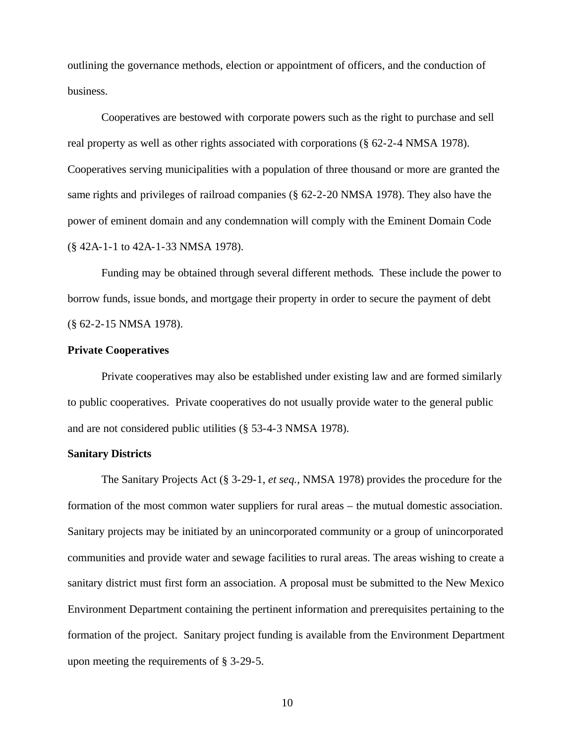outlining the governance methods, election or appointment of officers, and the conduction of business.

Cooperatives are bestowed with corporate powers such as the right to purchase and sell real property as well as other rights associated with corporations (§ 62-2-4 NMSA 1978). Cooperatives serving municipalities with a population of three thousand or more are granted the same rights and privileges of railroad companies (§ 62-2-20 NMSA 1978). They also have the power of eminent domain and any condemnation will comply with the Eminent Domain Code (§ 42A-1-1 to 42A-1-33 NMSA 1978).

Funding may be obtained through several different methods. These include the power to borrow funds, issue bonds, and mortgage their property in order to secure the payment of debt (§ 62-2-15 NMSA 1978).

**Private Cooperatives**

Private cooperatives may also be established under existing law and are formed similarly to public cooperatives. Private cooperatives do not usually provide water to the general public and are not considered public utilities (§ 53-4-3 NMSA 1978).

**Sanitary Districts**

The Sanitary Projects Act (§ 3-29-1, *et seq.*, NMSA 1978) provides the procedure for the formation of the most common water suppliers for rural areas – the mutual domestic association. Sanitary projects may be initiated by an unincorporated community or a group of unincorporated communities and provide water and sewage facilities to rural areas. The areas wishing to create a sanitary district must first form an association. A proposal must be submitted to the New Mexico Environment Department containing the pertinent information and prerequisites pertaining to the formation of the project. Sanitary project funding is available from the Environment Department upon meeting the requirements of § 3-29-5.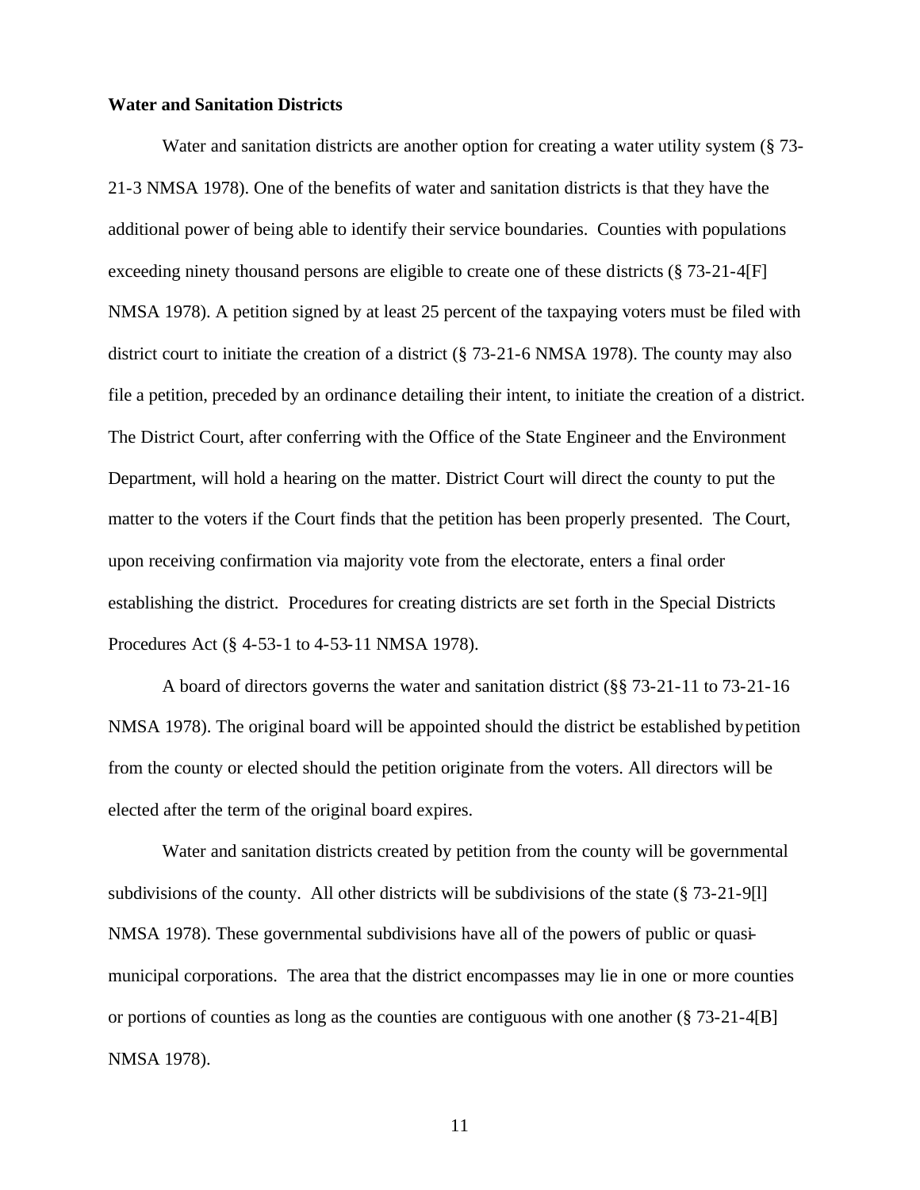**Water and Sanitation Districts**

Water and sanitation districts are another option for creating a water utility system (§ 73-21-3 NMSA 1978). One of the benefits of water and sanitation districts is that they have the additional power of being able to identify their service boundaries. Counties with populations exceeding ninety thousand persons are eligible to create one of these districts (§ 73-21-4[F] NMSA 1978). A petition signed by at least 25 percent of the taxpaying voters must be filed with district court to initiate the creation of a district (§ 73-21-6 NMSA 1978). The county may also file a petition, preceded by an ordinance detailing their intent, to initiate the creation of a district. The District Court, after conferring with the Office of the State Engineer and the Environment Department, will hold a hearing on the matter. District Court will direct the county to put the matter to the voters if the Court finds that the petition has been properly presented. The Court, upon receiving confirmation via majority vote from the electorate, enters a final order establishing the district. Procedures for creating districts are set forth in the Special Districts Procedures Act (§ 4-53-1 to 4-53-11 NMSA 1978).

A board of directors governs the water and sanitation district (§§ 73-21-11 to 73-21-16 NMSA 1978). The original board will be appointed should the district be established by petition from the county or elected should the petition originate from the voters. All directors will be elected after the term of the original board expires.

Water and sanitation districts created by petition from the county will be governmental subdivisions of the county. All other districts will be subdivisions of the state (§ 73-21-9[I] NMSA 1978). These governmental subdivisions have all of the powers of public or quasi-municipal corporations. The area that the district encompasses may lie in one or more counties or portions of counties as long as the counties are contiguous with one another (§ 73-21-4[B] NMSA 1978).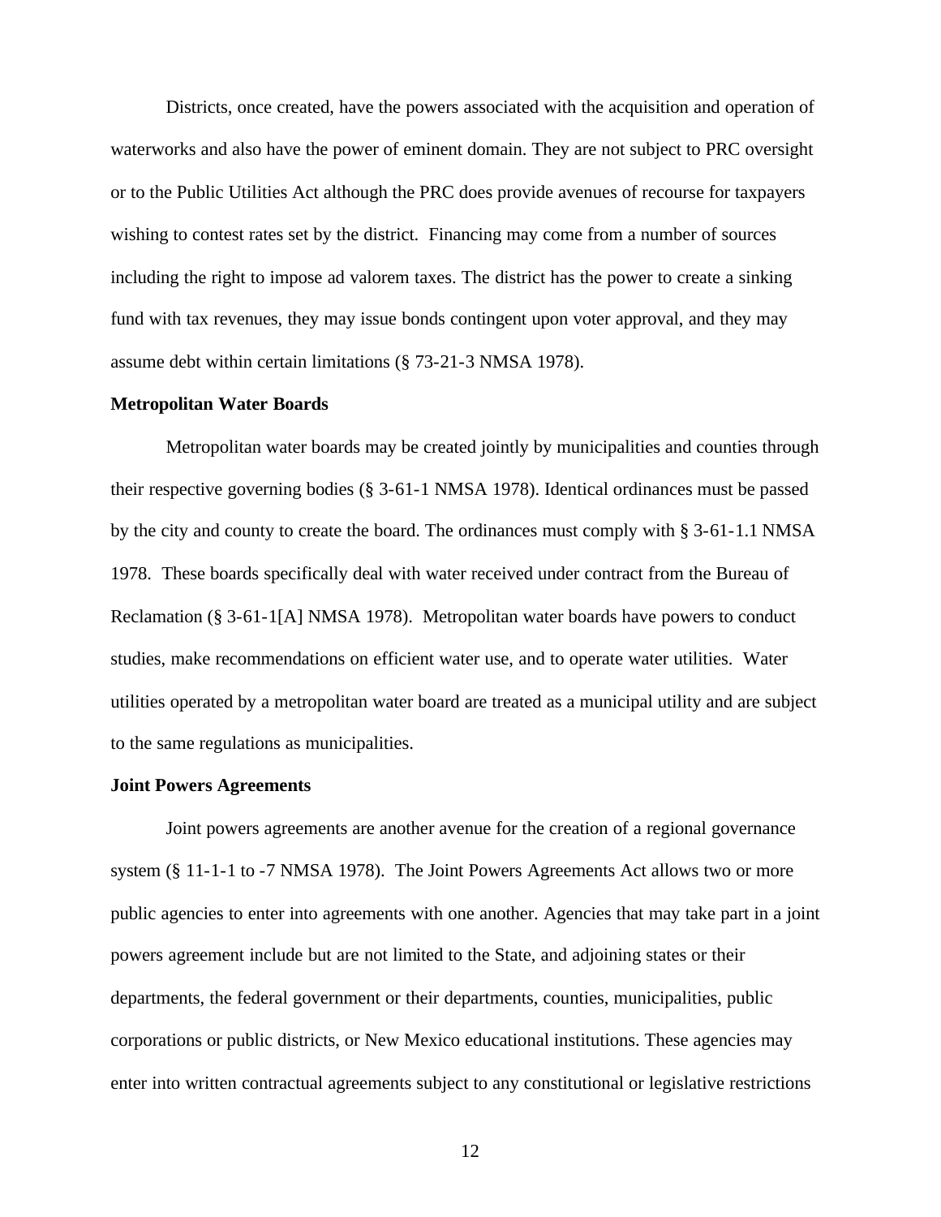Districts, once created, have the powers associated with the acquisition and operation of waterworks and also have the power of eminent domain. They are not subject to PRC oversight or to the Public Utilities Act although the PRC does provide avenues of recourse for taxpayers wishing to contest rates set by the district. Financing may come from a number of sources including the right to impose ad valorem taxes. The district has the power to create a sinking fund with tax revenues, they may issue bonds contingent upon voter approval, and they may assume debt within certain limitations (§ 73-21-3 NMSA 1978).

**Metropolitan Water Boards**

Metropolitan water boards may be created jointly by municipalities and counties through their respective governing bodies (§ 3-61-1 NMSA 1978). Identical ordinances must be passed by the city and county to create the board. The ordinances must comply with § 3-61-1.1 NMSA 1978. These boards specifically deal with water received under contract from the Bureau of Reclamation (§ 3-61-1[A] NMSA 1978). Metropolitan water boards have powers to conduct studies, make recommendations on efficient water use, and to operate water utilities. Water utilities operated by a metropolitan water board are treated as a municipal utility and are subject to the same regulations as municipalities.

**Joint Powers Agreements**

Joint powers agreements are another avenue for the creation of a regional governance system (§ 11-1-1 to -7 NMSA 1978). The Joint Powers Agreements Act allows two or more public agencies to enter into agreements with one another. Agencies that may take part in a joint powers agreement include but are not limited to the State, and adjoining states or their departments, the federal government or their departments, counties, municipalities, public corporations or public districts, or New Mexico educational institutions. These agencies may enter into written contractual agreements subject to any constitutional or legislative restrictions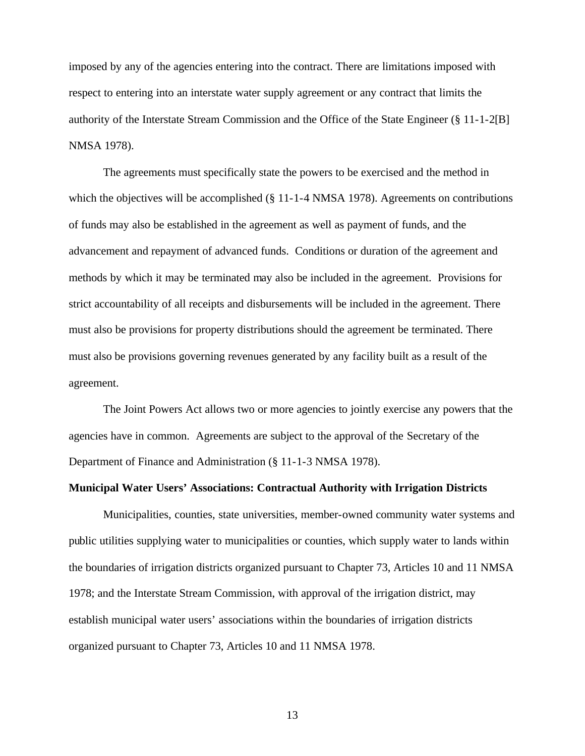imposed by any of the agencies entering into the contract. There are limitations imposed with respect to entering into an interstate water supply agreement or any contract that limits the authority of the Interstate Stream Commission and the Office of the State Engineer (§ 11-1-2[B] NMSA 1978).

The agreements must specifically state the powers to be exercised and the method in which the objectives will be accomplished (§ 11-1-4 NMSA 1978). Agreements on contributions of funds may also be established in the agreement as well as payment of funds, and the advancement and repayment of advanced funds. Conditions or duration of the agreement and methods by which it may be terminated may also be included in the agreement. Provisions for strict accountability of all receipts and disbursements will be included in the agreement. There must also be provisions for property distributions should the agreement be terminated. There must also be provisions governing revenues generated by any facility built as a result of the agreement.

The Joint Powers Act allows two or more agencies to jointly exercise any powers that the agencies have in common. Agreements are subject to the approval of the Secretary of the Department of Finance and Administration (§ 11-1-3 NMSA 1978).

**Municipal Water Users' Associations: Contractual Authority with Irrigation Districts**

Municipalities, counties, state universities, member-owned community water systems and public utilities supplying water to municipalities or counties, which supply water to lands within the boundaries of irrigation districts organized pursuant to Chapter 73, Articles 10 and 11 NMSA 1978; and the Interstate Stream Commission, with approval of the irrigation district, may establish municipal water users' associations within the boundaries of irrigation districts organized pursuant to Chapter 73, Articles 10 and 11 NMSA 1978.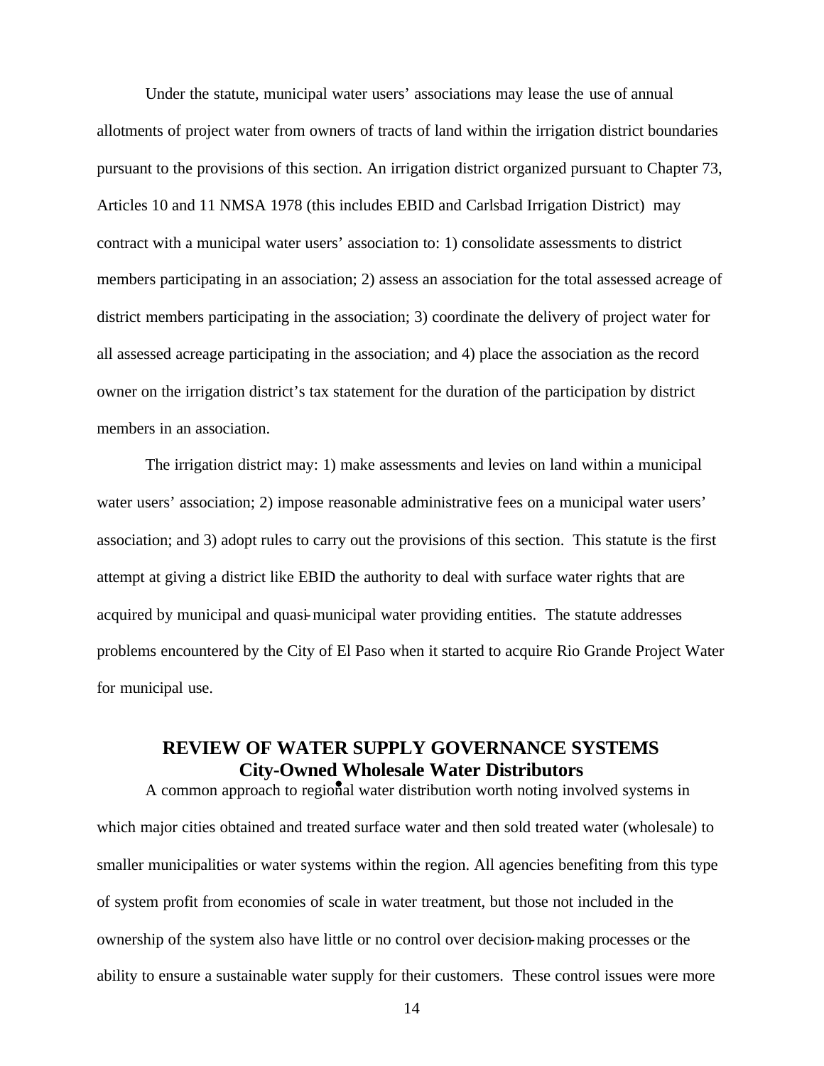Under the statute, municipal water users' associations may lease the use of annual allotments of project water from owners of tracts of land within the irrigation district boundaries pursuant to the provisions of this section. An irrigation district organized pursuant to Chapter 73, Articles 10 and 11 NMSA 1978 (this includes EBID and Carlsbad Irrigation District) may contract with a municipal water users' association to: 1) consolidate assessments to district members participating in an association; 2) assess an association for the total assessed acreage of district members participating in the association; 3) coordinate the delivery of project water for all assessed acreage participating in the association; and 4) place the association as the record owner on the irrigation district's tax statement for the duration of the participation by district members in an association.

The irrigation district may: 1) make assessments and levies on land within a municipal water users' association; 2) impose reasonable administrative fees on a municipal water users' association; and 3) adopt rules to carry out the provisions of this section. This statute is the first attempt at giving a district like EBID the authority to deal with surface water rights that are acquired by municipal and quasi-municipal water providing entities. The statute addresses problems encountered by the City of El Paso when it started to acquire Rio Grande Project Water for municipal use.

## REVIEW OF WATER SUPPLY GOVERNANCE SYSTEMS

### City-Owned Wholesale Water Distributors

A common approach to regional water distribution worth noting involved systems in which major cities obtained and treated surface water and then sold treated water (wholesale) to smaller municipalities or water systems within the region. All agencies benefiting from this type of system profit from economies of scale in water treatment, but those not included in the ownership of the system also have little or no control over decision-making processes or the ability to ensure a sustainable water supply for their customers. These control issues were more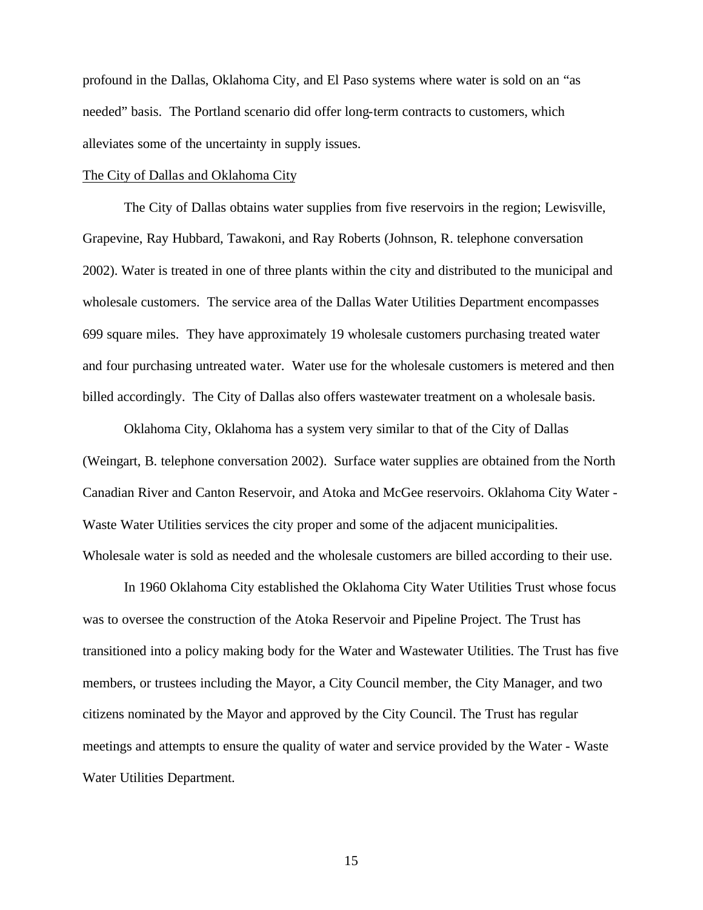profound in the Dallas, Oklahoma City, and El Paso systems where water is sold on an "as needed" basis. The Portland scenario did offer long-term contracts to customers, which alleviates some of the uncertainty in supply issues.

<u>The City of Dallas and Oklahoma City</u>

The City of Dallas obtains water supplies from five reservoirs in the region; Lewisville, Grapevine, Ray Hubbard, Tawakoni, and Ray Roberts (Johnson, R. telephone conversation 2002). Water is treated in one of three plants within the city and distributed to the municipal and wholesale customers. The service area of the Dallas Water Utilities Department encompasses 699 square miles. They have approximately 19 wholesale customers purchasing treated water and four purchasing untreated water. Water use for the wholesale customers is metered and then billed accordingly. The City of Dallas also offers wastewater treatment on a wholesale basis.

Oklahoma City, Oklahoma has a system very similar to that of the City of Dallas (Weingart, B. telephone conversation 2002). Surface water supplies are obtained from the North Canadian River and Canton Reservoir, and Atoka and McGee reservoirs. Oklahoma City Water - Waste Water Utilities services the city proper and some of the adjacent municipalities. Wholesale water is sold as needed and the wholesale customers are billed according to their use.

In 1960 Oklahoma City established the Oklahoma City Water Utilities Trust whose focus was to oversee the construction of the Atoka Reservoir and Pipeline Project. The Trust has transitioned into a policy making body for the Water and Wastewater Utilities. The Trust has five members, or trustees including the Mayor, a City Council member, the City Manager, and two citizens nominated by the Mayor and approved by the City Council. The Trust has regular meetings and attempts to ensure the quality of water and service provided by the Water - Waste Water Utilities Department.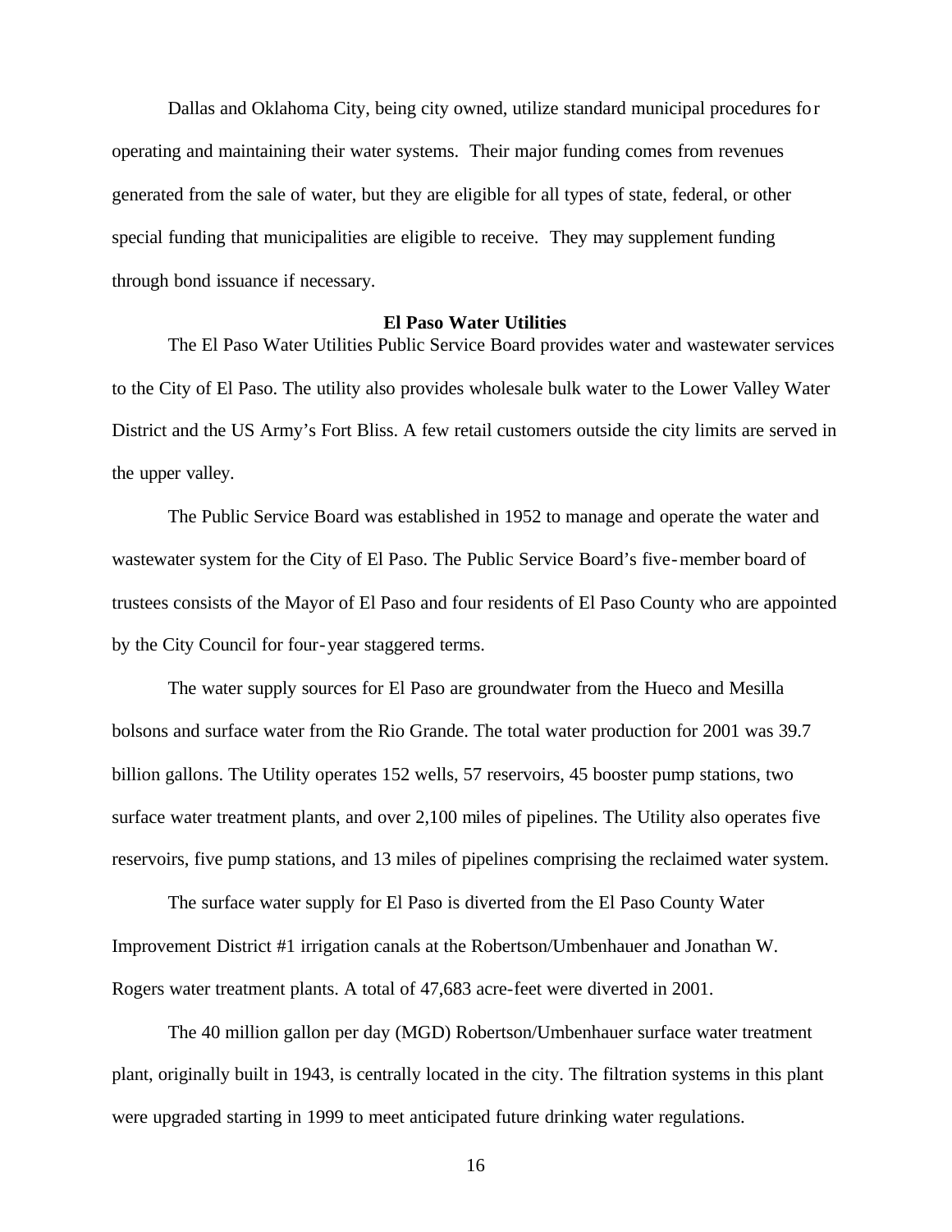Dallas and Oklahoma City, being city owned, utilize standard municipal procedures for operating and maintaining their water systems. Their major funding comes from revenues generated from the sale of water, but they are eligible for all types of state, federal, or other special funding that municipalities are eligible to receive. They may supplement funding through bond issuance if necessary.

### El Paso Water Utilities

The El Paso Water Utilities Public Service Board provides water and wastewater services to the City of El Paso. The utility also provides wholesale bulk water to the Lower Valley Water District and the US Army's Fort Bliss. A few retail customers outside the city limits are served in the upper valley.

The Public Service Board was established in 1952 to manage and operate the water and wastewater system for the City of El Paso. The Public Service Board's five-member board of trustees consists of the Mayor of El Paso and four residents of El Paso County who are appointed by the City Council for four-year staggered terms.

The water supply sources for El Paso are groundwater from the Hueco and Mesilla bolsons and surface water from the Rio Grande. The total water production for 2001 was 39.7 billion gallons. The Utility operates 152 wells, 57 reservoirs, 45 booster pump stations, two surface water treatment plants, and over 2,100 miles of pipelines. The Utility also operates five reservoirs, five pump stations, and 13 miles of pipelines comprising the reclaimed water system.

The surface water supply for El Paso is diverted from the El Paso County Water Improvement District #1 irrigation canals at the Robertson/Umbenhauer and Jonathan W. Rogers water treatment plants. A total of 47,683 acre-feet were diverted in 2001.

The 40 million gallon per day (MGD) Robertson/Umbenhauer surface water treatment plant, originally built in 1943, is centrally located in the city. The filtration systems in this plant were upgraded starting in 1999 to meet anticipated future drinking water regulations.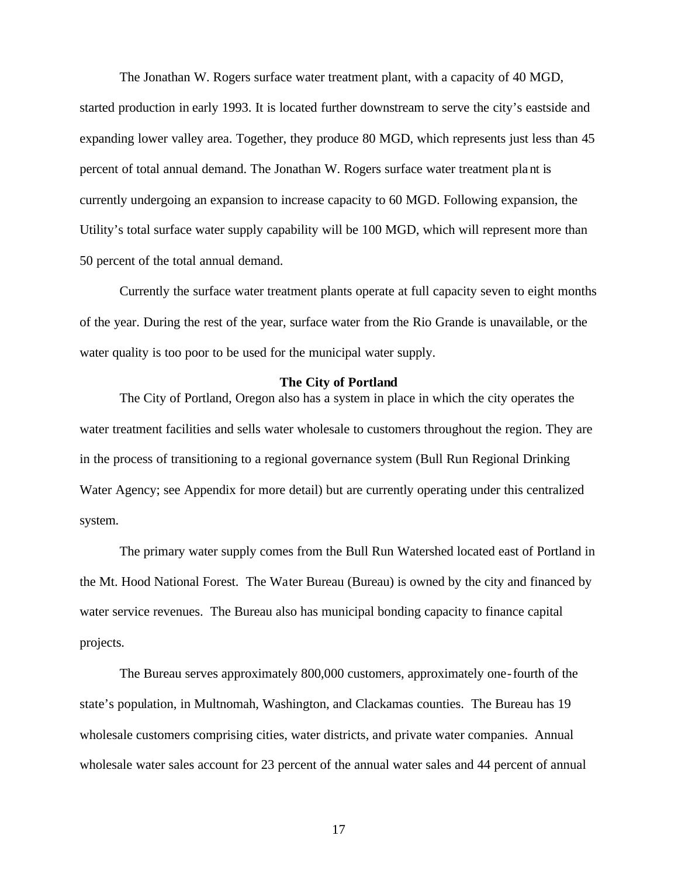The Jonathan W. Rogers surface water treatment plant, with a capacity of 40 MGD, started production in early 1993. It is located further downstream to serve the city's eastside and expanding lower valley area. Together, they produce 80 MGD, which represents just less than 45 percent of total annual demand. The Jonathan W. Rogers surface water treatment plant is currently undergoing an expansion to increase capacity to 60 MGD. Following expansion, the Utility's total surface water supply capability will be 100 MGD, which will represent more than 50 percent of the total annual demand.

Currently the surface water treatment plants operate at full capacity seven to eight months of the year. During the rest of the year, surface water from the Rio Grande is unavailable, or the water quality is too poor to be used for the municipal water supply.

**The City of Portland**

The City of Portland, Oregon also has a system in place in which the city operates the water treatment facilities and sells water wholesale to customers throughout the region. They are in the process of transitioning to a regional governance system (Bull Run Regional Drinking Water Agency; see Appendix for more detail) but are currently operating under this centralized system.

The primary water supply comes from the Bull Run Watershed located east of Portland in the Mt. Hood National Forest. The Water Bureau (Bureau) is owned by the city and financed by water service revenues. The Bureau also has municipal bonding capacity to finance capital projects.

The Bureau serves approximately 800,000 customers, approximately one-fourth of the state's population, in Multnomah, Washington, and Clackamas counties. The Bureau has 19 wholesale customers comprising cities, water districts, and private water companies. Annual wholesale water sales account for 23 percent of the annual water sales and 44 percent of annual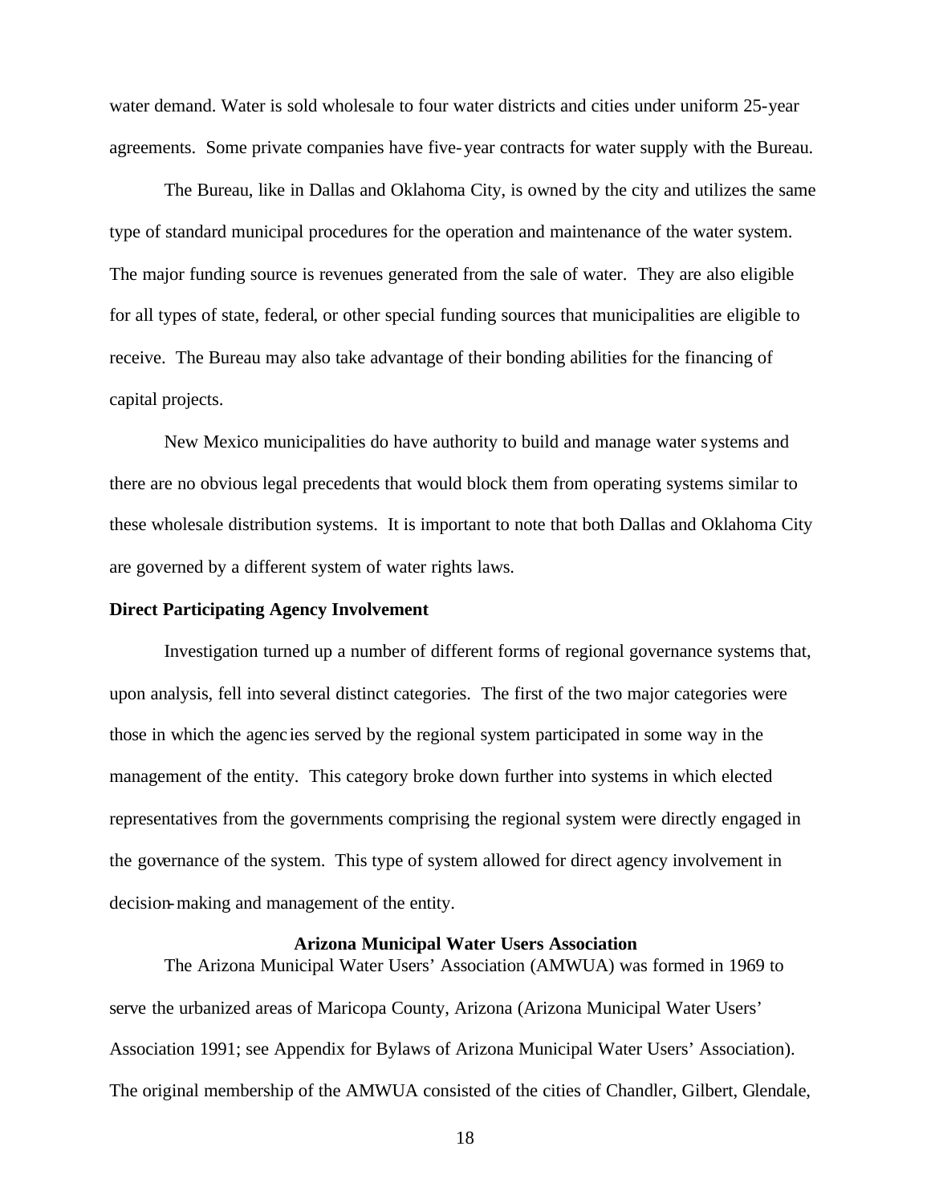water demand. Water is sold wholesale to four water districts and cities under uniform 25-year agreements. Some private companies have five-year contracts for water supply with the Bureau.

The Bureau, like in Dallas and Oklahoma City, is owned by the city and utilizes the same type of standard municipal procedures for the operation and maintenance of the water system. The major funding source is revenues generated from the sale of water. They are also eligible for all types of state, federal, or other special funding sources that municipalities are eligible to receive. The Bureau may also take advantage of their bonding abilities for the financing of capital projects.

New Mexico municipalities do have authority to build and manage water systems and there are no obvious legal precedents that would block them from operating systems similar to these wholesale distribution systems. It is important to note that both Dallas and Oklahoma City are governed by a different system of water rights laws.

**Direct Participating Agency Involvement**

Investigation turned up a number of different forms of regional governance systems that, upon analysis, fell into several distinct categories. The first of the two major categories were those in which the agencies served by the regional system participated in some way in the management of the entity. This category broke down further into systems in which elected representatives from the governments comprising the regional system were directly engaged in the governance of the system. This type of system allowed for direct agency involvement in decision-making and management of the entity.

**Arizona Municipal Water Users Association**

The Arizona Municipal Water Users' Association (AMWUA) was formed in 1969 to serve the urbanized areas of Maricopa County, Arizona (Arizona Municipal Water Users' Association 1991; see Appendix for Bylaws of Arizona Municipal Water Users' Association). The original membership of the AMWUA consisted of the cities of Chandler, Gilbert, Glendale,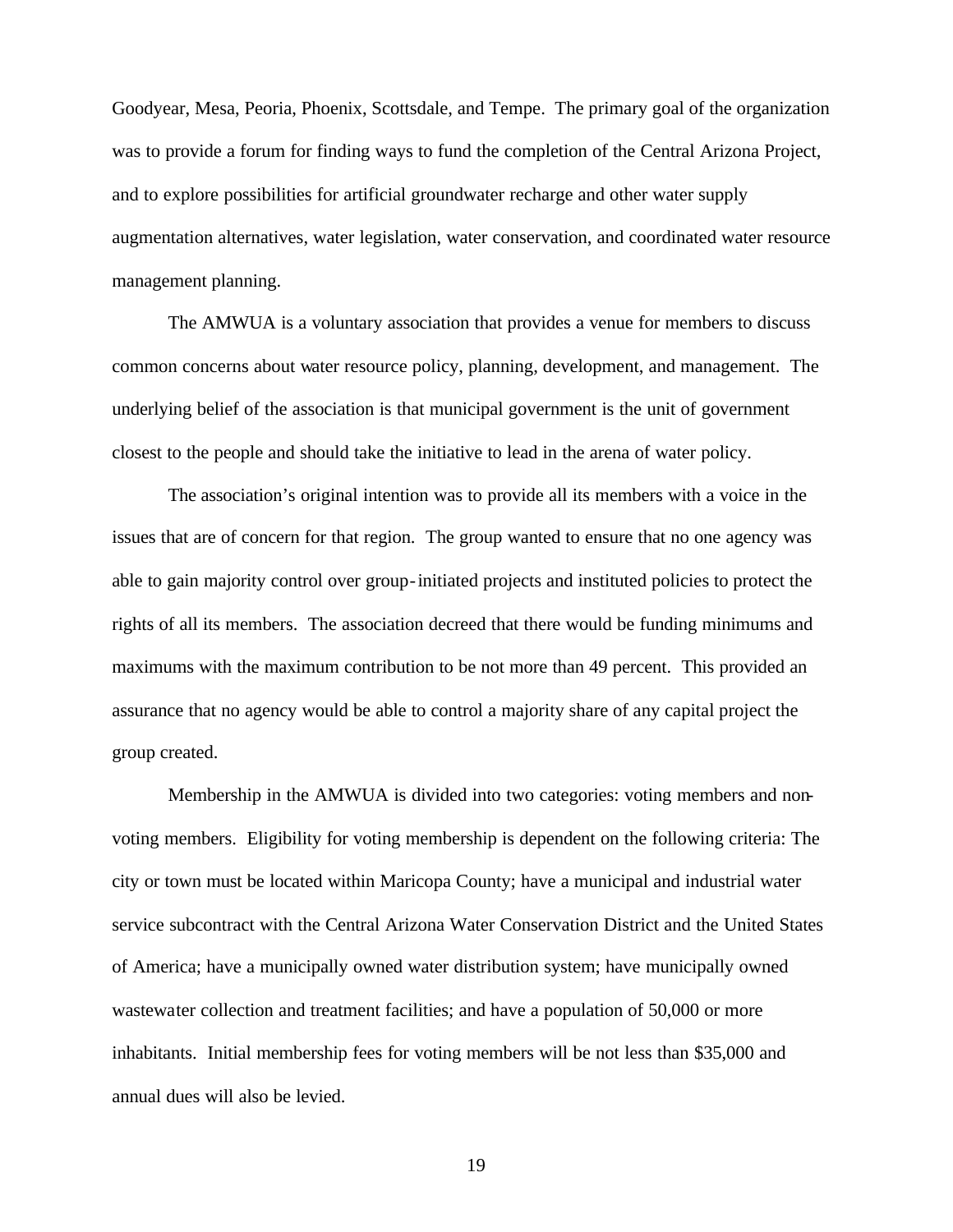Goodyear, Mesa, Peoria, Phoenix, Scottsdale, and Tempe. The primary goal of the organization was to provide a forum for finding ways to fund the completion of the Central Arizona Project, and to explore possibilities for artificial groundwater recharge and other water supply augmentation alternatives, water legislation, water conservation, and coordinated water resource management planning.

The AMWUA is a voluntary association that provides a venue for members to discuss common concerns about water resource policy, planning, development, and management. The underlying belief of the association is that municipal government is the unit of government closest to the people and should take the initiative to lead in the arena of water policy.

The association's original intention was to provide all its members with a voice in the issues that are of concern for that region. The group wanted to ensure that no one agency was able to gain majority control over group-initiated projects and instituted policies to protect the rights of all its members. The association decreed that there would be funding minimums and maximums with the maximum contribution to be not more than 49 percent. This provided an assurance that no agency would be able to control a majority share of any capital project the group created.

Membership in the AMWUA is divided into two categories: voting members and non-voting members. Eligibility for voting membership is dependent on the following criteria: The city or town must be located within Maricopa County; have a municipal and industrial water service subcontract with the Central Arizona Water Conservation District and the United States of America; have a municipally owned water distribution system; have municipally owned wastewater collection and treatment facilities; and have a population of 50,000 or more inhabitants. Initial membership fees for voting members will be not less than $35,000 and annual dues will also be levied.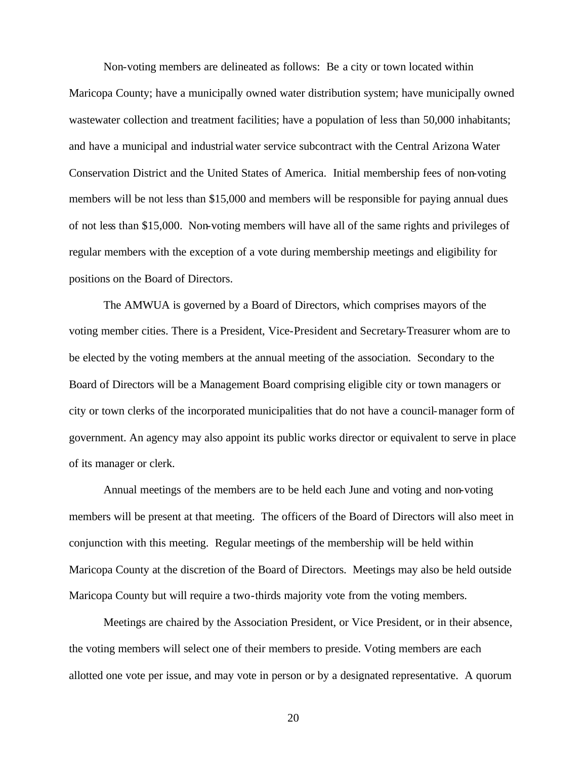Non-voting members are delineated as follows: Be a city or town located within Maricopa County; have a municipally owned water distribution system; have municipally owned wastewater collection and treatment facilities; have a population of less than 50,000 inhabitants; and have a municipal and industrial water service subcontract with the Central Arizona Water Conservation District and the United States of America. Initial membership fees of non-voting members will be not less than $15,000 and members will be responsible for paying annual dues of not less than $15,000. Non-voting members will have all of the same rights and privileges of regular members with the exception of a vote during membership meetings and eligibility for positions on the Board of Directors.

The AMWUA is governed by a Board of Directors, which comprises mayors of the voting member cities. There is a President, Vice-President and Secretary-Treasurer whom are to be elected by the voting members at the annual meeting of the association. Secondary to the Board of Directors will be a Management Board comprising eligible city or town managers or city or town clerks of the incorporated municipalities that do not have a council-manager form of government. An agency may also appoint its public works director or equivalent to serve in place of its manager or clerk.

Annual meetings of the members are to be held each June and voting and non-voting members will be present at that meeting. The officers of the Board of Directors will also meet in conjunction with this meeting. Regular meetings of the membership will be held within Maricopa County at the discretion of the Board of Directors. Meetings may also be held outside Maricopa County but will require a two-thirds majority vote from the voting members.

Meetings are chaired by the Association President, or Vice President, or in their absence, the voting members will select one of their members to preside. Voting members are each allotted one vote per issue, and may vote in person or by a designated representative. A quorum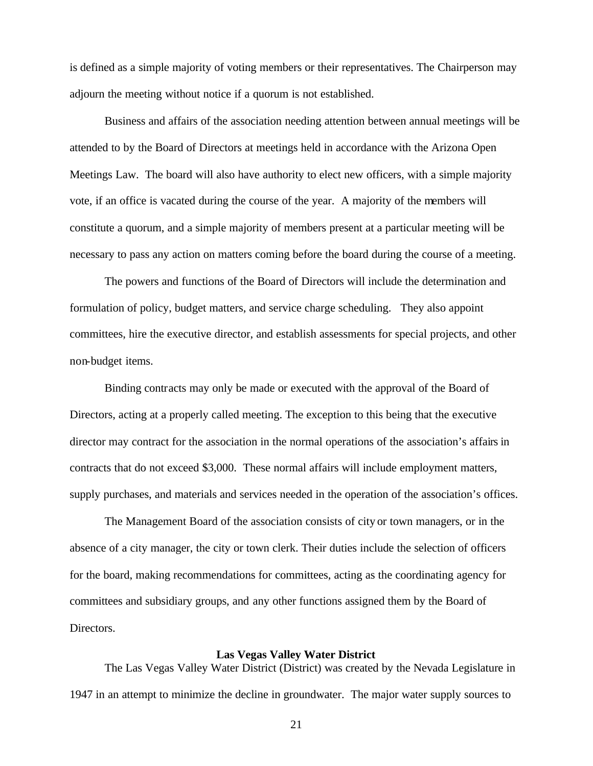is defined as a simple majority of voting members or their representatives. The Chairperson may adjourn the meeting without notice if a quorum is not established.

Business and affairs of the association needing attention between annual meetings will be attended to by the Board of Directors at meetings held in accordance with the Arizona Open Meetings Law. The board will also have authority to elect new officers, with a simple majority vote, if an office is vacated during the course of the year. A majority of the members will constitute a quorum, and a simple majority of members present at a particular meeting will be necessary to pass any action on matters coming before the board during the course of a meeting.

The powers and functions of the Board of Directors will include the determination and formulation of policy, budget matters, and service charge scheduling. They also appoint committees, hire the executive director, and establish assessments for special projects, and other non-budget items.

Binding contracts may only be made or executed with the approval of the Board of Directors, acting at a properly called meeting. The exception to this being that the executive director may contract for the association in the normal operations of the association's affairs in contracts that do not exceed $3,000. These normal affairs will include employment matters, supply purchases, and materials and services needed in the operation of the association's offices.

The Management Board of the association consists of city or town managers, or in the absence of a city manager, the city or town clerk. Their duties include the selection of officers for the board, making recommendations for committees, acting as the coordinating agency for committees and subsidiary groups, and any other functions assigned them by the Board of Directors.

**Las Vegas Valley Water District**

The Las Vegas Valley Water District (District) was created by the Nevada Legislature in 1947 in an attempt to minimize the decline in groundwater. The major water supply sources to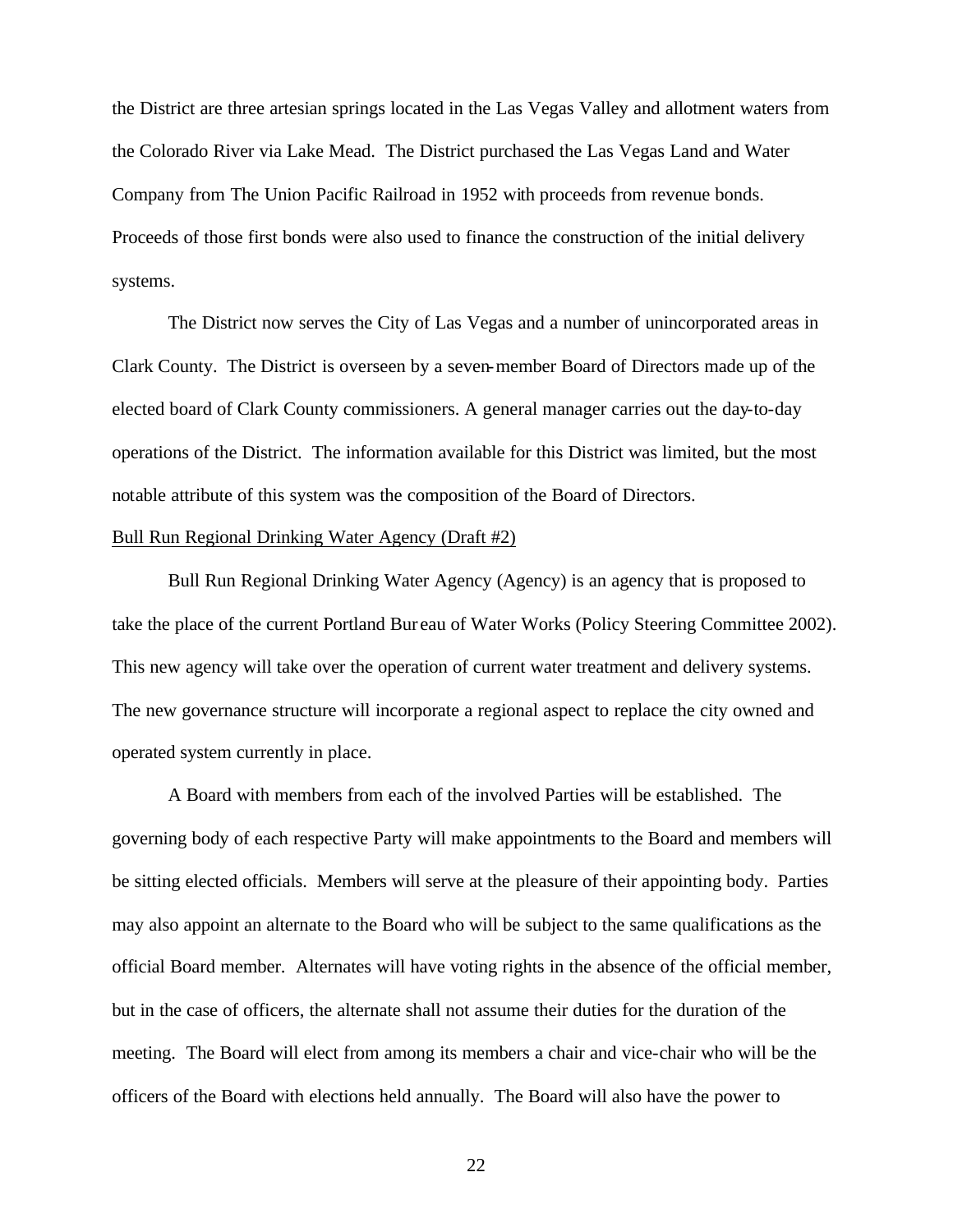the District are three artesian springs located in the Las Vegas Valley and allotment waters from the Colorado River via Lake Mead. The District purchased the Las Vegas Land and Water Company from The Union Pacific Railroad in 1952 with proceeds from revenue bonds. Proceeds of those first bonds were also used to finance the construction of the initial delivery systems.

The District now serves the City of Las Vegas and a number of unincorporated areas in Clark County. The District is overseen by a seven-member Board of Directors made up of the elected board of Clark County commissioners. A general manager carries out the day-to-day operations of the District. The information available for this District was limited, but the most notable attribute of this system was the composition of the Board of Directors.

Bull Run Regional Drinking Water Agency (Draft #2)

Bull Run Regional Drinking Water Agency (Agency) is an agency that is proposed to take the place of the current Portland Bureau of Water Works (Policy Steering Committee 2002). This new agency will take over the operation of current water treatment and delivery systems. The new governance structure will incorporate a regional aspect to replace the city owned and operated system currently in place.

A Board with members from each of the involved Parties will be established. The governing body of each respective Party will make appointments to the Board and members will be sitting elected officials. Members will serve at the pleasure of their appointing body. Parties may also appoint an alternate to the Board who will be subject to the same qualifications as the official Board member. Alternates will have voting rights in the absence of the official member, but in the case of officers, the alternate shall not assume their duties for the duration of the meeting. The Board will elect from among its members a chair and vice-chair who will be the officers of the Board with elections held annually. The Board will also have the power to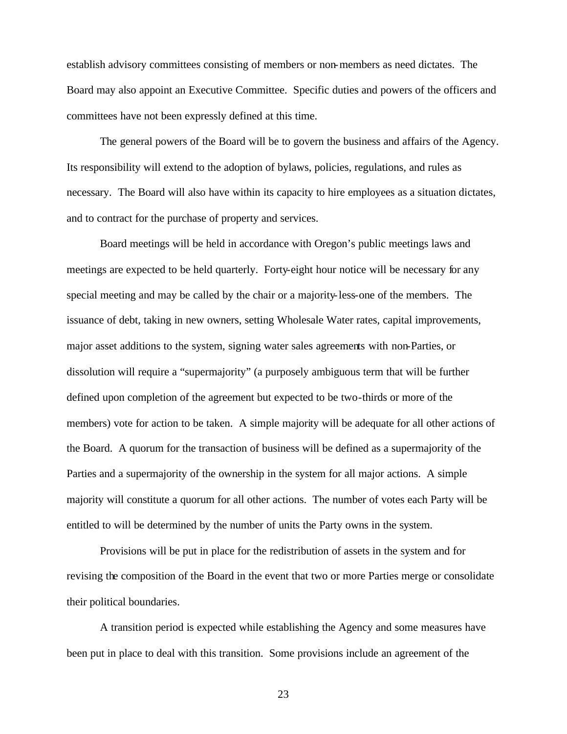establish advisory committees consisting of members or non-members as need dictates. The Board may also appoint an Executive Committee. Specific duties and powers of the officers and committees have not been expressly defined at this time.

The general powers of the Board will be to govern the business and affairs of the Agency. Its responsibility will extend to the adoption of bylaws, policies, regulations, and rules as necessary. The Board will also have within its capacity to hire employees as a situation dictates, and to contract for the purchase of property and services.

Board meetings will be held in accordance with Oregon's public meetings laws and meetings are expected to be held quarterly. Forty-eight hour notice will be necessary for any special meeting and may be called by the chair or a majority-less-one of the members. The issuance of debt, taking in new owners, setting Wholesale Water rates, capital improvements, major asset additions to the system, signing water sales agreements with non-Parties, or dissolution will require a "supermajority" (a purposely ambiguous term that will be further defined upon completion of the agreement but expected to be two-thirds or more of the members) vote for action to be taken. A simple majority will be adequate for all other actions of the Board. A quorum for the transaction of business will be defined as a supermajority of the Parties and a supermajority of the ownership in the system for all major actions. A simple majority will constitute a quorum for all other actions. The number of votes each Party will be entitled to will be determined by the number of units the Party owns in the system.

Provisions will be put in place for the redistribution of assets in the system and for revising the composition of the Board in the event that two or more Parties merge or consolidate their political boundaries.

A transition period is expected while establishing the Agency and some measures have been put in place to deal with this transition. Some provisions include an agreement of the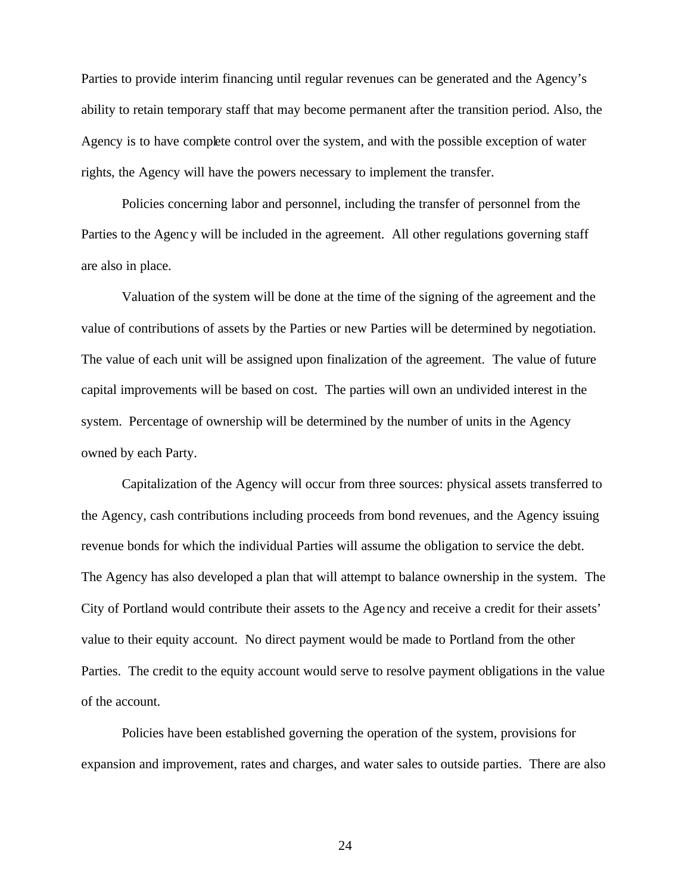Parties to provide interim financing until regular revenues can be generated and the Agency's ability to retain temporary staff that may become permanent after the transition period. Also, the Agency is to have complete control over the system, and with the possible exception of water rights, the Agency will have the powers necessary to implement the transfer.

Policies concerning labor and personnel, including the transfer of personnel from the Parties to the Agency will be included in the agreement. All other regulations governing staff are also in place.

Valuation of the system will be done at the time of the signing of the agreement and the value of contributions of assets by the Parties or new Parties will be determined by negotiation. The value of each unit will be assigned upon finalization of the agreement. The value of future capital improvements will be based on cost. The parties will own an undivided interest in the system. Percentage of ownership will be determined by the number of units in the Agency owned by each Party.

Capitalization of the Agency will occur from three sources: physical assets transferred to the Agency, cash contributions including proceeds from bond revenues, and the Agency issuing revenue bonds for which the individual Parties will assume the obligation to service the debt. The Agency has also developed a plan that will attempt to balance ownership in the system. The City of Portland would contribute their assets to the Agency and receive a credit for their assets' value to their equity account. No direct payment would be made to Portland from the other Parties. The credit to the equity account would serve to resolve payment obligations in the value of the account.

Policies have been established governing the operation of the system, provisions for expansion and improvement, rates and charges, and water sales to outside parties. There are also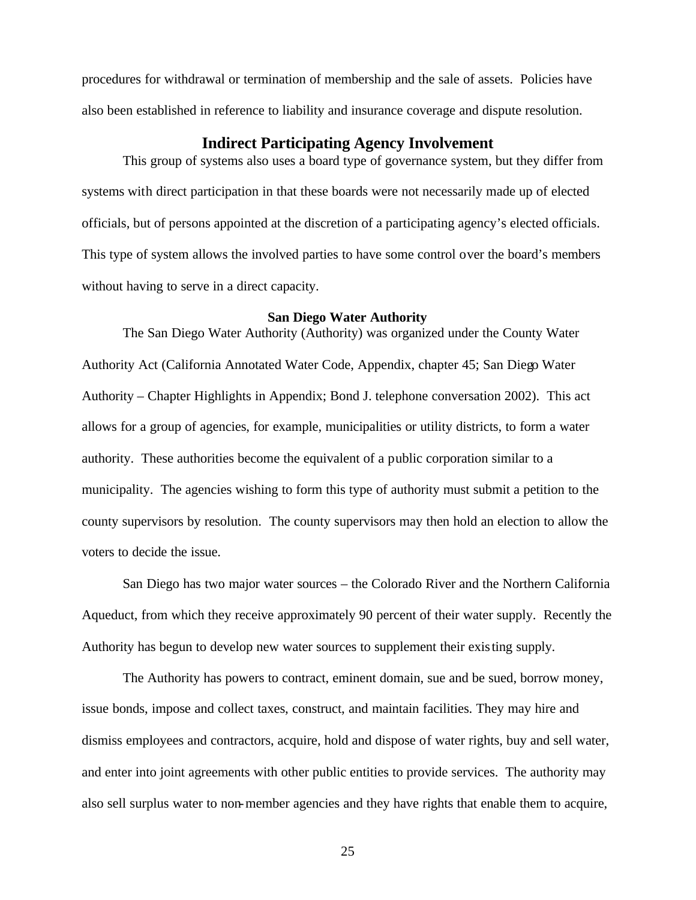procedures for withdrawal or termination of membership and the sale of assets. Policies have also been established in reference to liability and insurance coverage and dispute resolution.

## Indirect Participating Agency Involvement

This group of systems also uses a board type of governance system, but they differ from systems with direct participation in that these boards were not necessarily made up of elected officials, but of persons appointed at the discretion of a participating agency's elected officials. This type of system allows the involved parties to have some control over the board's members without having to serve in a direct capacity.

### San Diego Water Authority

The San Diego Water Authority (Authority) was organized under the County Water Authority Act (California Annotated Water Code, Appendix, chapter 45; San Diego Water Authority – Chapter Highlights in Appendix; Bond J. telephone conversation 2002). This act allows for a group of agencies, for example, municipalities or utility districts, to form a water authority. These authorities become the equivalent of a public corporation similar to a municipality. The agencies wishing to form this type of authority must submit a petition to the county supervisors by resolution. The county supervisors may then hold an election to allow the voters to decide the issue.

San Diego has two major water sources – the Colorado River and the Northern California Aqueduct, from which they receive approximately 90 percent of their water supply. Recently the Authority has begun to develop new water sources to supplement their existing supply.

The Authority has powers to contract, eminent domain, sue and be sued, borrow money, issue bonds, impose and collect taxes, construct, and maintain facilities. They may hire and dismiss employees and contractors, acquire, hold and dispose of water rights, buy and sell water, and enter into joint agreements with other public entities to provide services. The authority may also sell surplus water to non-member agencies and they have rights that enable them to acquire,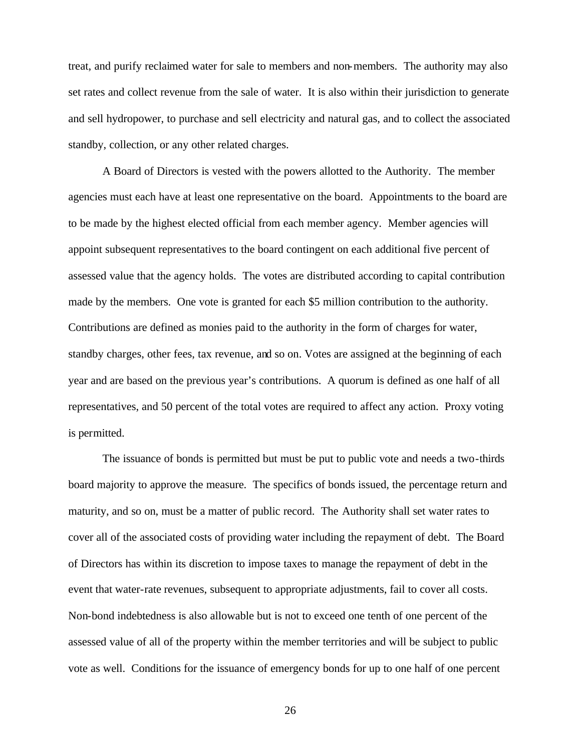treat, and purify reclaimed water for sale to members and non-members. The authority may also set rates and collect revenue from the sale of water. It is also within their jurisdiction to generate and sell hydropower, to purchase and sell electricity and natural gas, and to collect the associated standby, collection, or any other related charges.

A Board of Directors is vested with the powers allotted to the Authority. The member agencies must each have at least one representative on the board. Appointments to the board are to be made by the highest elected official from each member agency. Member agencies will appoint subsequent representatives to the board contingent on each additional five percent of assessed value that the agency holds. The votes are distributed according to capital contribution made by the members. One vote is granted for each $5 million contribution to the authority. Contributions are defined as monies paid to the authority in the form of charges for water, standby charges, other fees, tax revenue, and so on. Votes are assigned at the beginning of each year and are based on the previous year's contributions. A quorum is defined as one half of all representatives, and 50 percent of the total votes are required to affect any action. Proxy voting is permitted.

The issuance of bonds is permitted but must be put to public vote and needs a two-thirds board majority to approve the measure. The specifics of bonds issued, the percentage return and maturity, and so on, must be a matter of public record. The Authority shall set water rates to cover all of the associated costs of providing water including the repayment of debt. The Board of Directors has within its discretion to impose taxes to manage the repayment of debt in the event that water-rate revenues, subsequent to appropriate adjustments, fail to cover all costs. Non-bond indebtedness is also allowable but is not to exceed one tenth of one percent of the assessed value of all of the property within the member territories and will be subject to public vote as well. Conditions for the issuance of emergency bonds for up to one half of one percent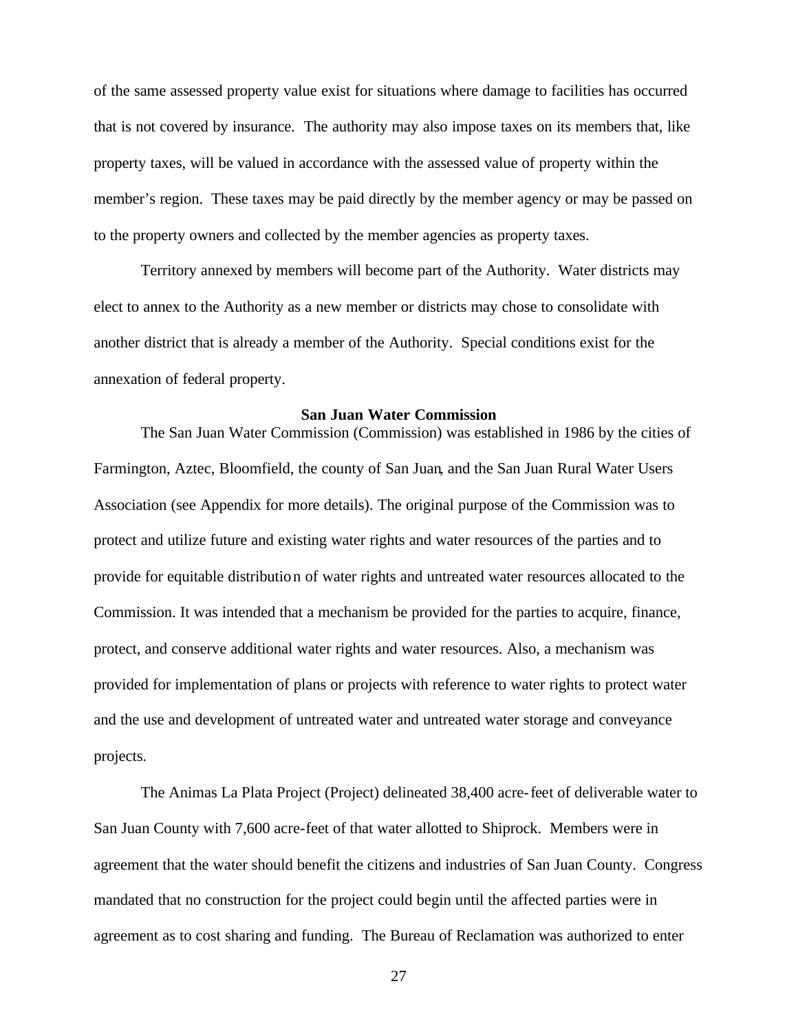of the same assessed property value exist for situations where damage to facilities has occurred that is not covered by insurance. The authority may also impose taxes on its members that, like property taxes, will be valued in accordance with the assessed value of property within the member's region. These taxes may be paid directly by the member agency or may be passed on to the property owners and collected by the member agencies as property taxes.

Territory annexed by members will become part of the Authority. Water districts may elect to annex to the Authority as a new member or districts may chose to consolidate with another district that is already a member of the Authority. Special conditions exist for the annexation of federal property.

### San Juan Water Commission

The San Juan Water Commission (Commission) was established in 1986 by the cities of Farmington, Aztec, Bloomfield, the county of San Juan, and the San Juan Rural Water Users Association (see Appendix for more details). The original purpose of the Commission was to protect and utilize future and existing water rights and water resources of the parties and to provide for equitable distribution of water rights and untreated water resources allocated to the Commission. It was intended that a mechanism be provided for the parties to acquire, finance, protect, and conserve additional water rights and water resources. Also, a mechanism was provided for implementation of plans or projects with reference to water rights to protect water and the use and development of untreated water and untreated water storage and conveyance projects.

The Animas La Plata Project (Project) delineated 38,400 acre-feet of deliverable water to San Juan County with 7,600 acre-feet of that water allotted to Shiprock. Members were in agreement that the water should benefit the citizens and industries of San Juan County. Congress mandated that no construction for the project could begin until the affected parties were in agreement as to cost sharing and funding. The Bureau of Reclamation was authorized to enter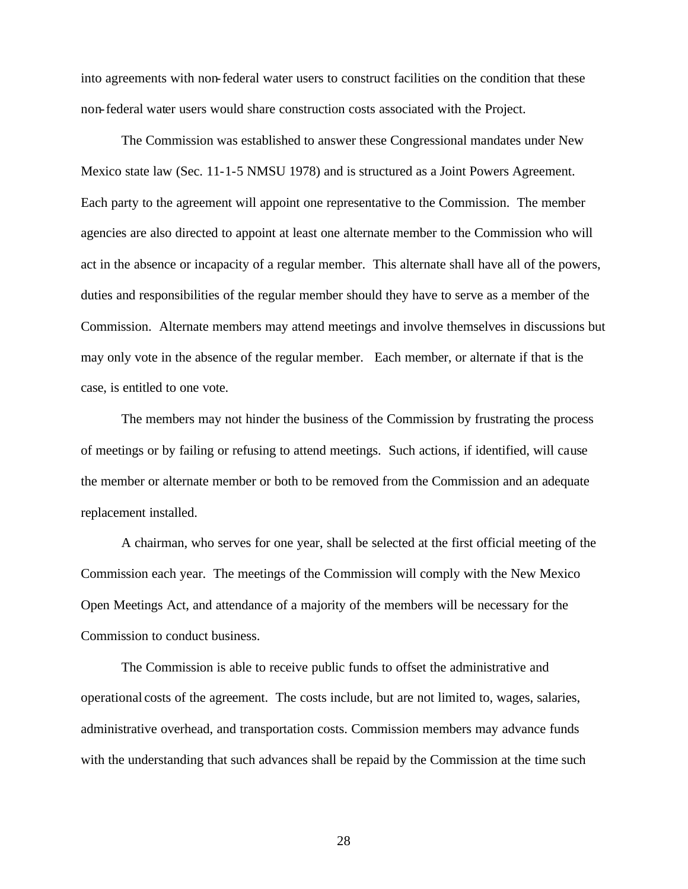into agreements with non-federal water users to construct facilities on the condition that these non-federal water users would share construction costs associated with the Project.

The Commission was established to answer these Congressional mandates under New Mexico state law (Sec. 11-1-5 NMSU 1978) and is structured as a Joint Powers Agreement. Each party to the agreement will appoint one representative to the Commission. The member agencies are also directed to appoint at least one alternate member to the Commission who will act in the absence or incapacity of a regular member. This alternate shall have all of the powers, duties and responsibilities of the regular member should they have to serve as a member of the Commission. Alternate members may attend meetings and involve themselves in discussions but may only vote in the absence of the regular member. Each member, or alternate if that is the case, is entitled to one vote.

The members may not hinder the business of the Commission by frustrating the process of meetings or by failing or refusing to attend meetings. Such actions, if identified, will cause the member or alternate member or both to be removed from the Commission and an adequate replacement installed.

A chairman, who serves for one year, shall be selected at the first official meeting of the Commission each year. The meetings of the Commission will comply with the New Mexico Open Meetings Act, and attendance of a majority of the members will be necessary for the Commission to conduct business.

The Commission is able to receive public funds to offset the administrative and operational costs of the agreement. The costs include, but are not limited to, wages, salaries, administrative overhead, and transportation costs. Commission members may advance funds with the understanding that such advances shall be repaid by the Commission at the time such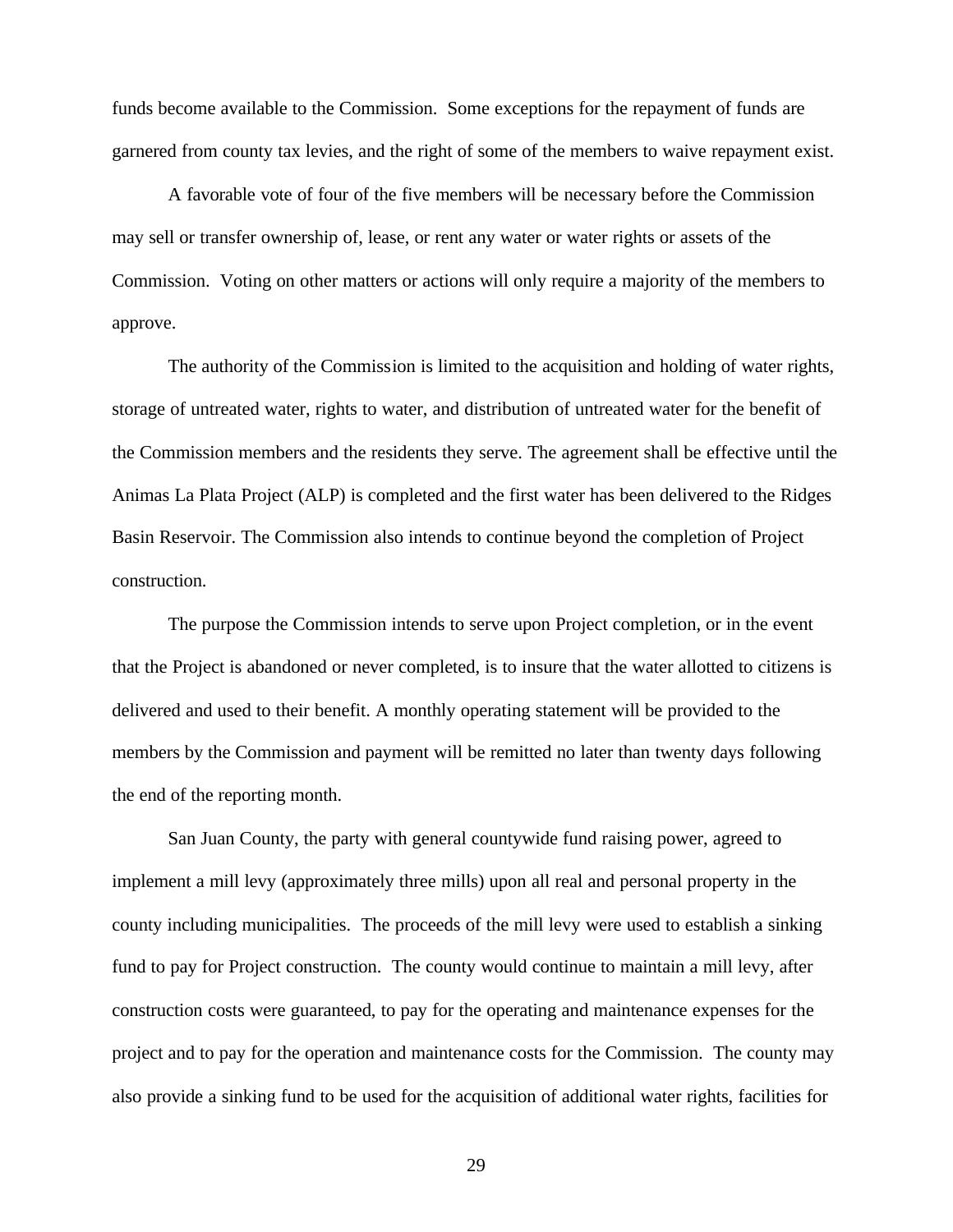funds become available to the Commission. Some exceptions for the repayment of funds are garnered from county tax levies, and the right of some of the members to waive repayment exist.

A favorable vote of four of the five members will be necessary before the Commission may sell or transfer ownership of, lease, or rent any water or water rights or assets of the Commission. Voting on other matters or actions will only require a majority of the members to approve.

The authority of the Commission is limited to the acquisition and holding of water rights, storage of untreated water, rights to water, and distribution of untreated water for the benefit of the Commission members and the residents they serve. The agreement shall be effective until the Animas La Plata Project (ALP) is completed and the first water has been delivered to the Ridges Basin Reservoir. The Commission also intends to continue beyond the completion of Project construction.

The purpose the Commission intends to serve upon Project completion, or in the event that the Project is abandoned or never completed, is to insure that the water allotted to citizens is delivered and used to their benefit. A monthly operating statement will be provided to the members by the Commission and payment will be remitted no later than twenty days following the end of the reporting month.

San Juan County, the party with general countywide fund raising power, agreed to implement a mill levy (approximately three mills) upon all real and personal property in the county including municipalities. The proceeds of the mill levy were used to establish a sinking fund to pay for Project construction. The county would continue to maintain a mill levy, after construction costs were guaranteed, to pay for the operating and maintenance expenses for the project and to pay for the operation and maintenance costs for the Commission. The county may also provide a sinking fund to be used for the acquisition of additional water rights, facilities for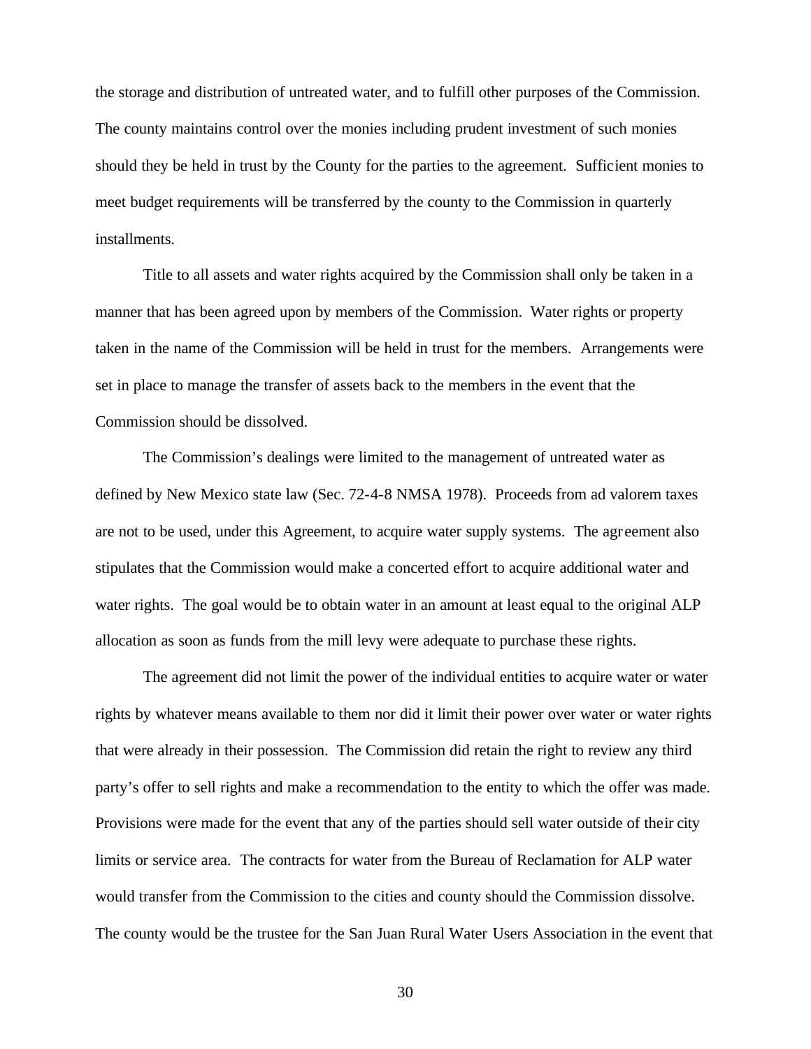the storage and distribution of untreated water, and to fulfill other purposes of the Commission. The county maintains control over the monies including prudent investment of such monies should they be held in trust by the County for the parties to the agreement. Sufficient monies to meet budget requirements will be transferred by the county to the Commission in quarterly installments.

Title to all assets and water rights acquired by the Commission shall only be taken in a manner that has been agreed upon by members of the Commission. Water rights or property taken in the name of the Commission will be held in trust for the members. Arrangements were set in place to manage the transfer of assets back to the members in the event that the Commission should be dissolved.

The Commission's dealings were limited to the management of untreated water as defined by New Mexico state law (Sec. 72-4-8 NMSA 1978). Proceeds from ad valorem taxes are not to be used, under this Agreement, to acquire water supply systems. The agreement also stipulates that the Commission would make a concerted effort to acquire additional water and water rights. The goal would be to obtain water in an amount at least equal to the original ALP allocation as soon as funds from the mill levy were adequate to purchase these rights.

The agreement did not limit the power of the individual entities to acquire water or water rights by whatever means available to them nor did it limit their power over water or water rights that were already in their possession. The Commission did retain the right to review any third party's offer to sell rights and make a recommendation to the entity to which the offer was made. Provisions were made for the event that any of the parties should sell water outside of their city limits or service area. The contracts for water from the Bureau of Reclamation for ALP water would transfer from the Commission to the cities and county should the Commission dissolve. The county would be the trustee for the San Juan Rural Water Users Association in the event that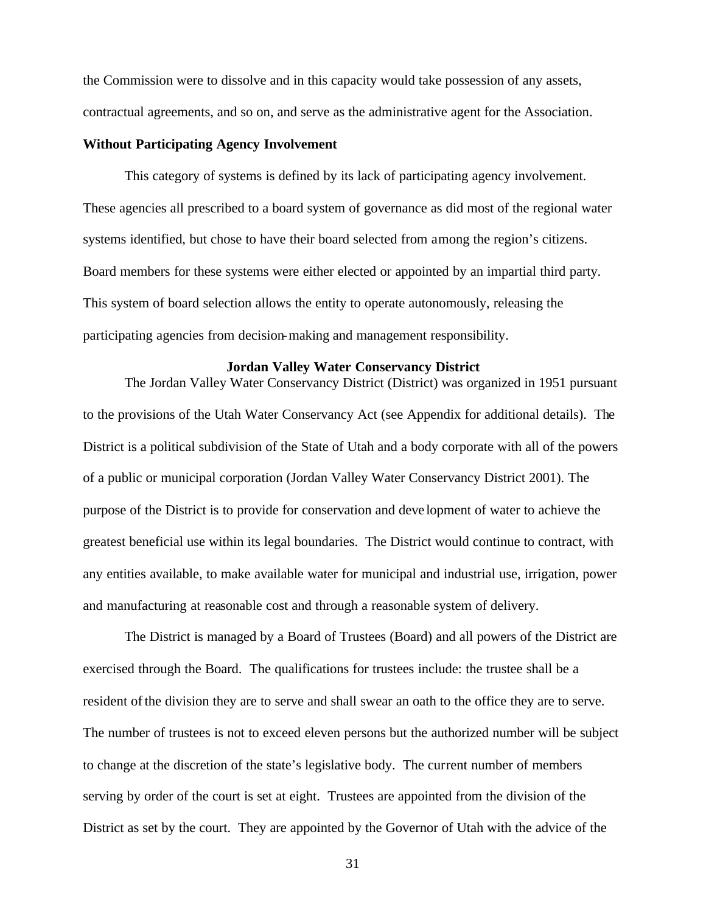the Commission were to dissolve and in this capacity would take possession of any assets, contractual agreements, and so on, and serve as the administrative agent for the Association.

**Without Participating Agency Involvement**

This category of systems is defined by its lack of participating agency involvement. These agencies all prescribed to a board system of governance as did most of the regional water systems identified, but chose to have their board selected from among the region's citizens. Board members for these systems were either elected or appointed by an impartial third party. This system of board selection allows the entity to operate autonomously, releasing the participating agencies from decision-making and management responsibility.

### Jordan Valley Water Conservancy District

The Jordan Valley Water Conservancy District (District) was organized in 1951 pursuant to the provisions of the Utah Water Conservancy Act (see Appendix for additional details). The District is a political subdivision of the State of Utah and a body corporate with all of the powers of a public or municipal corporation (Jordan Valley Water Conservancy District 2001). The purpose of the District is to provide for conservation and development of water to achieve the greatest beneficial use within its legal boundaries. The District would continue to contract, with any entities available, to make available water for municipal and industrial use, irrigation, power and manufacturing at reasonable cost and through a reasonable system of delivery.

The District is managed by a Board of Trustees (Board) and all powers of the District are exercised through the Board. The qualifications for trustees include: the trustee shall be a resident of the division they are to serve and shall swear an oath to the office they are to serve. The number of trustees is not to exceed eleven persons but the authorized number will be subject to change at the discretion of the state's legislative body. The current number of members serving by order of the court is set at eight. Trustees are appointed from the division of the District as set by the court. They are appointed by the Governor of Utah with the advice of the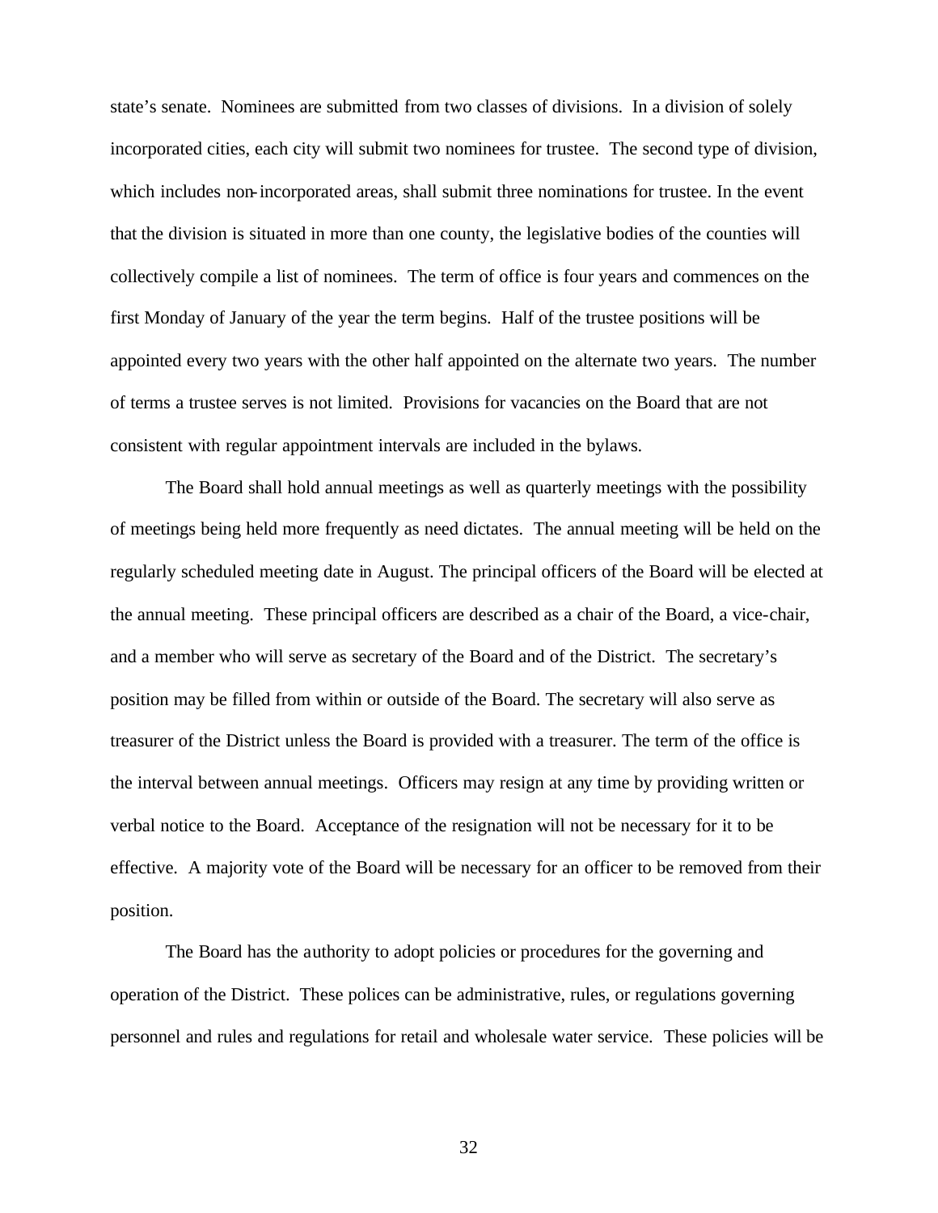state's senate. Nominees are submitted from two classes of divisions. In a division of solely incorporated cities, each city will submit two nominees for trustee. The second type of division, which includes non-incorporated areas, shall submit three nominations for trustee. In the event that the division is situated in more than one county, the legislative bodies of the counties will collectively compile a list of nominees. The term of office is four years and commences on the first Monday of January of the year the term begins. Half of the trustee positions will be appointed every two years with the other half appointed on the alternate two years. The number of terms a trustee serves is not limited. Provisions for vacancies on the Board that are not consistent with regular appointment intervals are included in the bylaws.

The Board shall hold annual meetings as well as quarterly meetings with the possibility of meetings being held more frequently as need dictates. The annual meeting will be held on the regularly scheduled meeting date in August. The principal officers of the Board will be elected at the annual meeting. These principal officers are described as a chair of the Board, a vice-chair, and a member who will serve as secretary of the Board and of the District. The secretary's position may be filled from within or outside of the Board. The secretary will also serve as treasurer of the District unless the Board is provided with a treasurer. The term of the office is the interval between annual meetings. Officers may resign at any time by providing written or verbal notice to the Board. Acceptance of the resignation will not be necessary for it to be effective. A majority vote of the Board will be necessary for an officer to be removed from their position.

The Board has the authority to adopt policies or procedures for the governing and operation of the District. These polices can be administrative, rules, or regulations governing personnel and rules and regulations for retail and wholesale water service. These policies will be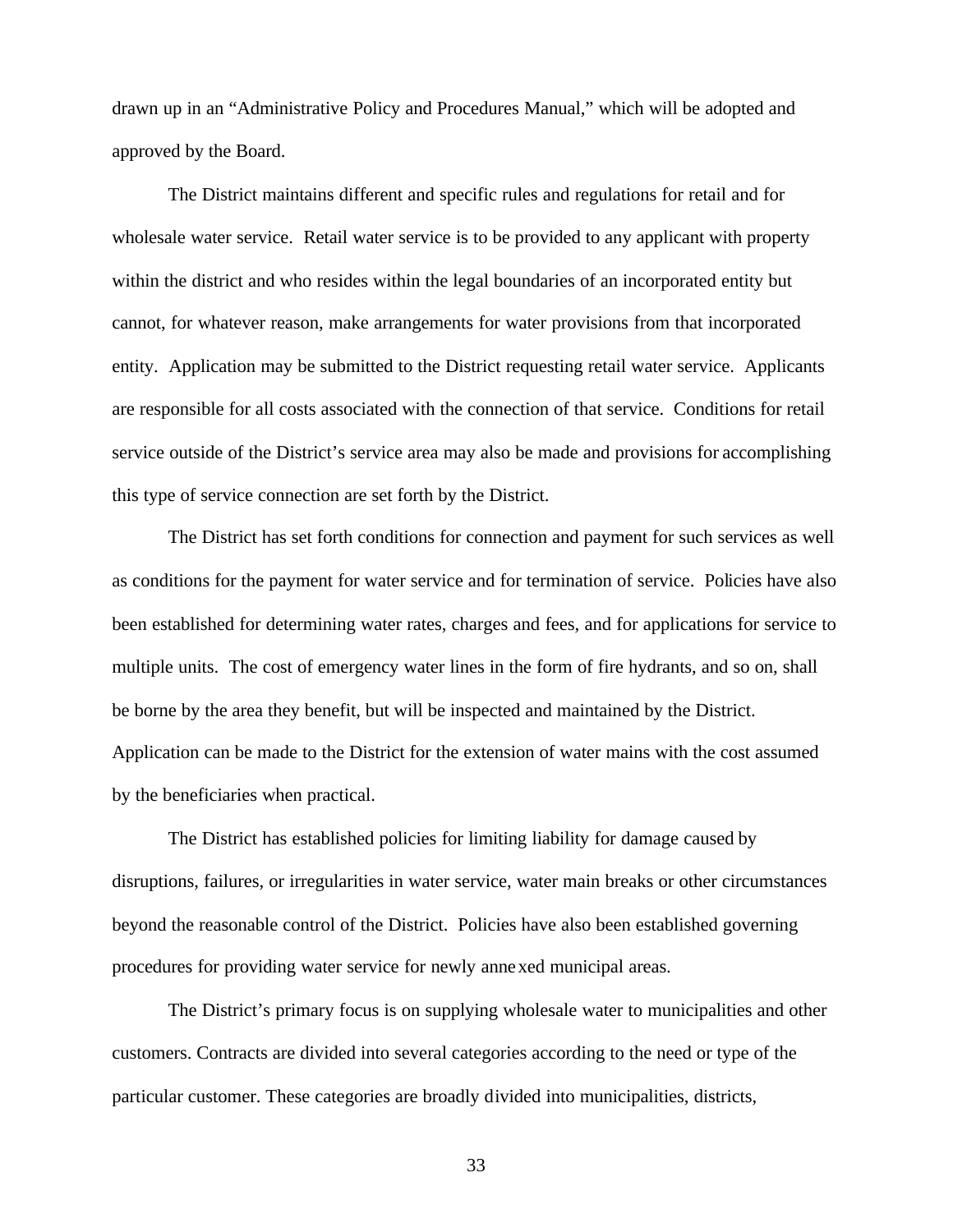drawn up in an "Administrative Policy and Procedures Manual," which will be adopted and approved by the Board.

The District maintains different and specific rules and regulations for retail and for wholesale water service. Retail water service is to be provided to any applicant with property within the district and who resides within the legal boundaries of an incorporated entity but cannot, for whatever reason, make arrangements for water provisions from that incorporated entity. Application may be submitted to the District requesting retail water service. Applicants are responsible for all costs associated with the connection of that service. Conditions for retail service outside of the District's service area may also be made and provisions for accomplishing this type of service connection are set forth by the District.

The District has set forth conditions for connection and payment for such services as well as conditions for the payment for water service and for termination of service. Policies have also been established for determining water rates, charges and fees, and for applications for service to multiple units. The cost of emergency water lines in the form of fire hydrants, and so on, shall be borne by the area they benefit, but will be inspected and maintained by the District. Application can be made to the District for the extension of water mains with the cost assumed by the beneficiaries when practical.

The District has established policies for limiting liability for damage caused by disruptions, failures, or irregularities in water service, water main breaks or other circumstances beyond the reasonable control of the District. Policies have also been established governing procedures for providing water service for newly annexed municipal areas.

The District's primary focus is on supplying wholesale water to municipalities and other customers. Contracts are divided into several categories according to the need or type of the particular customer. These categories are broadly divided into municipalities, districts,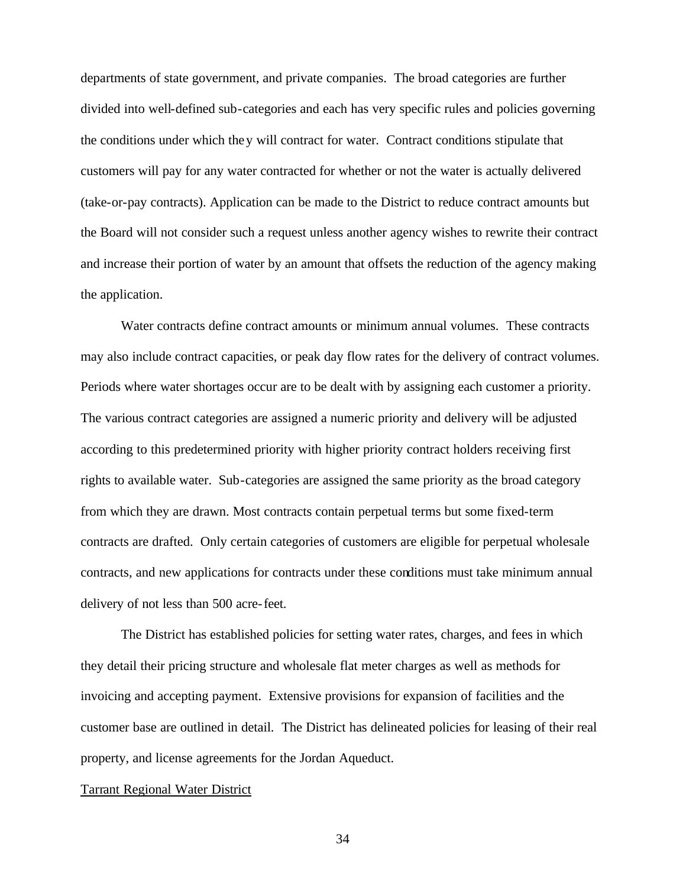departments of state government, and private companies. The broad categories are further divided into well-defined sub-categories and each has very specific rules and policies governing the conditions under which they will contract for water. Contract conditions stipulate that customers will pay for any water contracted for whether or not the water is actually delivered (take-or-pay contracts). Application can be made to the District to reduce contract amounts but the Board will not consider such a request unless another agency wishes to rewrite their contract and increase their portion of water by an amount that offsets the reduction of the agency making the application.

Water contracts define contract amounts or minimum annual volumes. These contracts may also include contract capacities, or peak day flow rates for the delivery of contract volumes. Periods where water shortages occur are to be dealt with by assigning each customer a priority. The various contract categories are assigned a numeric priority and delivery will be adjusted according to this predetermined priority with higher priority contract holders receiving first rights to available water. Sub-categories are assigned the same priority as the broad category from which they are drawn. Most contracts contain perpetual terms but some fixed-term contracts are drafted. Only certain categories of customers are eligible for perpetual wholesale contracts, and new applications for contracts under these conditions must take minimum annual delivery of not less than 500 acre-feet.

The District has established policies for setting water rates, charges, and fees in which they detail their pricing structure and wholesale flat meter charges as well as methods for invoicing and accepting payment. Extensive provisions for expansion of facilities and the customer base are outlined in detail. The District has delineated policies for leasing of their real property, and license agreements for the Jordan Aqueduct.

<u>Tarrant Regional Water District</u>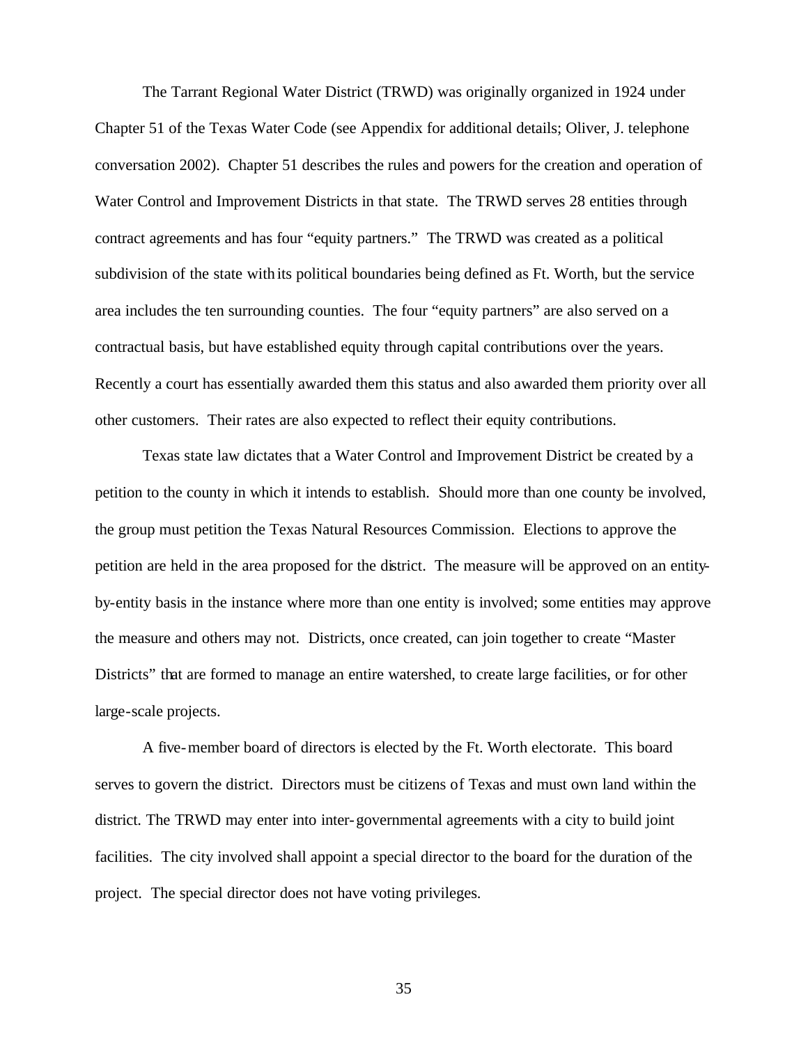The Tarrant Regional Water District (TRWD) was originally organized in 1924 under Chapter 51 of the Texas Water Code (see Appendix for additional details; Oliver, J. telephone conversation 2002). Chapter 51 describes the rules and powers for the creation and operation of Water Control and Improvement Districts in that state. The TRWD serves 28 entities through contract agreements and has four "equity partners." The TRWD was created as a political subdivision of the state with its political boundaries being defined as Ft. Worth, but the service area includes the ten surrounding counties. The four "equity partners" are also served on a contractual basis, but have established equity through capital contributions over the years. Recently a court has essentially awarded them this status and also awarded them priority over all other customers. Their rates are also expected to reflect their equity contributions.

Texas state law dictates that a Water Control and Improvement District be created by a petition to the county in which it intends to establish. Should more than one county be involved, the group must petition the Texas Natural Resources Commission. Elections to approve the petition are held in the area proposed for the district. The measure will be approved on an entity-by-entity basis in the instance where more than one entity is involved; some entities may approve the measure and others may not. Districts, once created, can join together to create "Master Districts" that are formed to manage an entire watershed, to create large facilities, or for other large-scale projects.

A five-member board of directors is elected by the Ft. Worth electorate. This board serves to govern the district. Directors must be citizens of Texas and must own land within the district. The TRWD may enter into inter-governmental agreements with a city to build joint facilities. The city involved shall appoint a special director to the board for the duration of the project. The special director does not have voting privileges.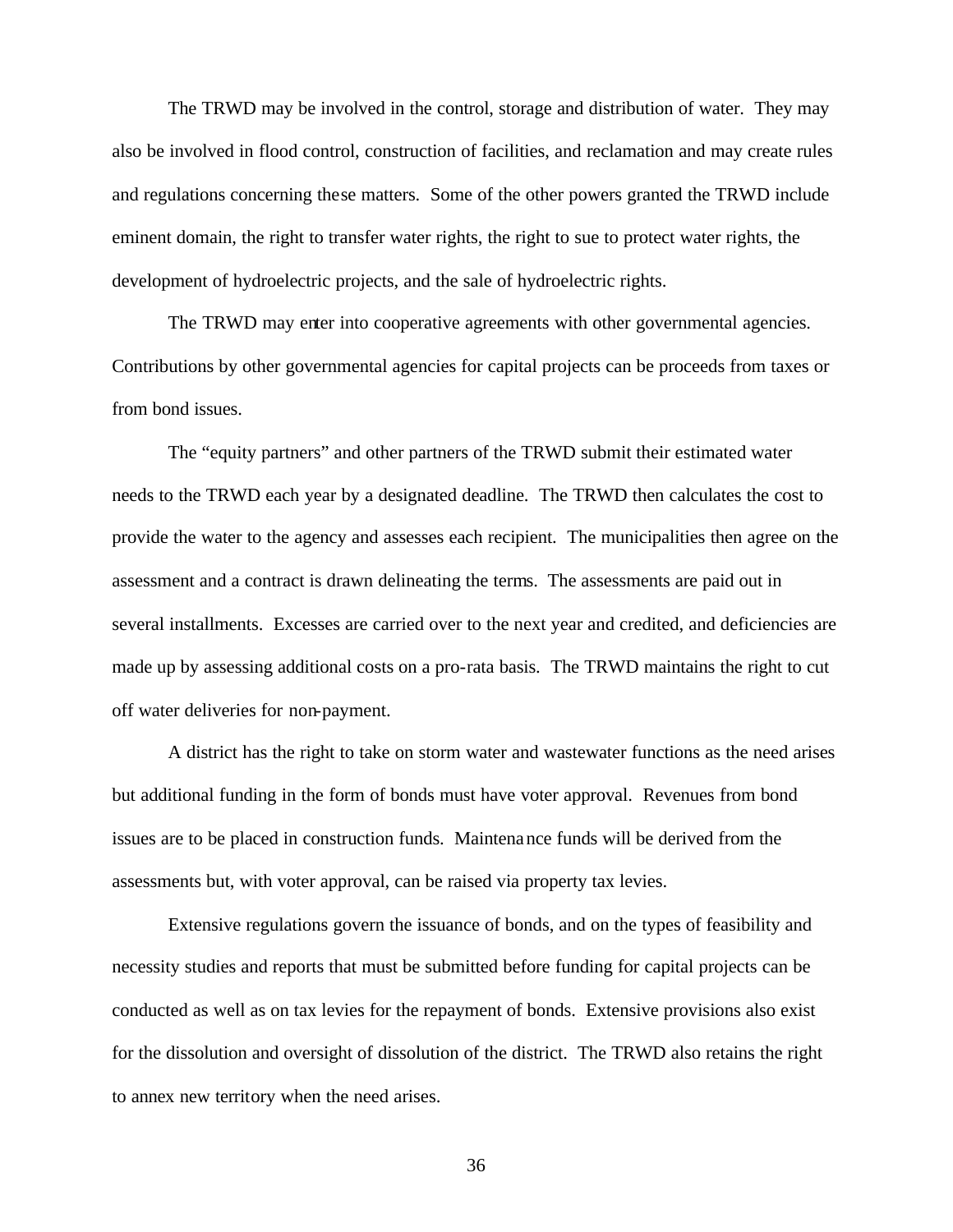The TRWD may be involved in the control, storage and distribution of water. They may also be involved in flood control, construction of facilities, and reclamation and may create rules and regulations concerning these matters. Some of the other powers granted the TRWD include eminent domain, the right to transfer water rights, the right to sue to protect water rights, the development of hydroelectric projects, and the sale of hydroelectric rights.

The TRWD may enter into cooperative agreements with other governmental agencies. Contributions by other governmental agencies for capital projects can be proceeds from taxes or from bond issues.

The "equity partners" and other partners of the TRWD submit their estimated water needs to the TRWD each year by a designated deadline. The TRWD then calculates the cost to provide the water to the agency and assesses each recipient. The municipalities then agree on the assessment and a contract is drawn delineating the terms. The assessments are paid out in several installments. Excesses are carried over to the next year and credited, and deficiencies are made up by assessing additional costs on a pro-rata basis. The TRWD maintains the right to cut off water deliveries for non-payment.

A district has the right to take on storm water and wastewater functions as the need arises but additional funding in the form of bonds must have voter approval. Revenues from bond issues are to be placed in construction funds. Maintenance funds will be derived from the assessments but, with voter approval, can be raised via property tax levies.

Extensive regulations govern the issuance of bonds, and on the types of feasibility and necessity studies and reports that must be submitted before funding for capital projects can be conducted as well as on tax levies for the repayment of bonds. Extensive provisions also exist for the dissolution and oversight of dissolution of the district. The TRWD also retains the right to annex new territory when the need arises.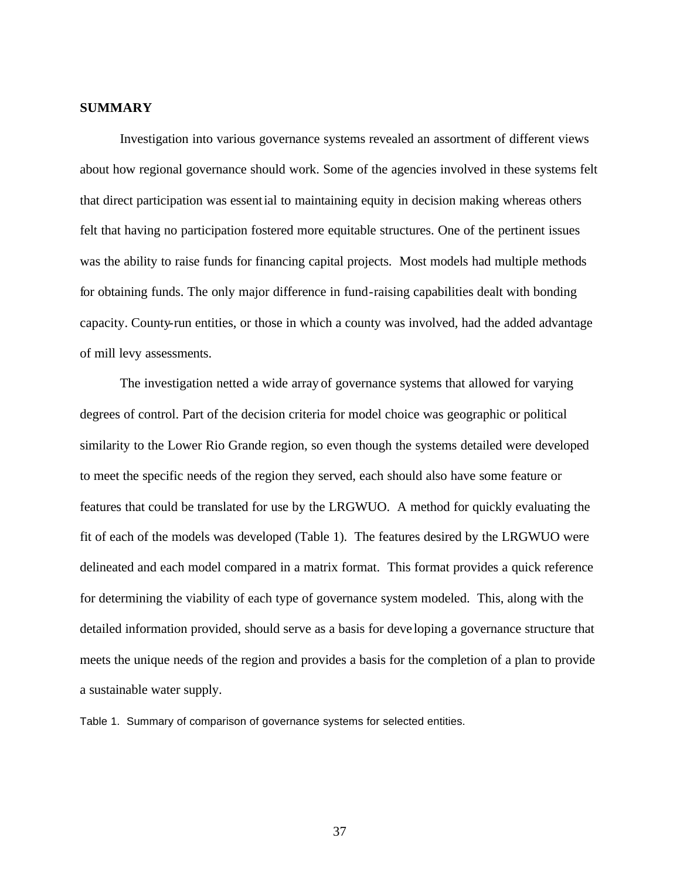## SUMMARY

Investigation into various governance systems revealed an assortment of different views about how regional governance should work. Some of the agencies involved in these systems felt that direct participation was essential to maintaining equity in decision making whereas others felt that having no participation fostered more equitable structures. One of the pertinent issues was the ability to raise funds for financing capital projects. Most models had multiple methods for obtaining funds. The only major difference in fund-raising capabilities dealt with bonding capacity. County-run entities, or those in which a county was involved, had the added advantage of mill levy assessments.

The investigation netted a wide array of governance systems that allowed for varying degrees of control. Part of the decision criteria for model choice was geographic or political similarity to the Lower Rio Grande region, so even though the systems detailed were developed to meet the specific needs of the region they served, each should also have some feature or features that could be translated for use by the LRGWUO. A method for quickly evaluating the fit of each of the models was developed (Table 1). The features desired by the LRGWUO were delineated and each model compared in a matrix format. This format provides a quick reference for determining the viability of each type of governance system modeled. This, along with the detailed information provided, should serve as a basis for developing a governance structure that meets the unique needs of the region and provides a basis for the completion of a plan to provide a sustainable water supply.

Table 1. Summary of comparison of governance systems for selected entities.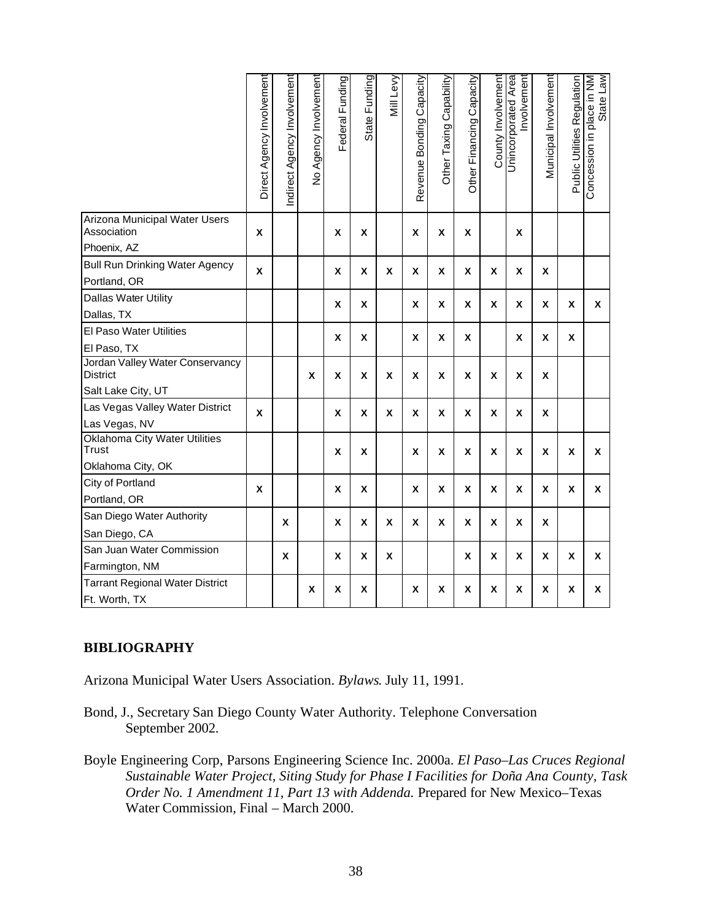| | Direct Agency Involvement | Indirect Agency Involvement | No Agency Involvement | Federal Funding | State Funding | Mill Levy | Revenue Bonding Capacity | Other Taxing Capability | Other Financing Capacity | County Involvement | Unincorporated Area Involvement | Municipal Involvement | Public Utilities Regulation | Concession in place in NM State Law |
|---|---|---|---|---|---|---|---|---|---|---|---|---|---|---|
| Arizona Municipal Water Users Association<br>Phoenix, AZ | x | | | x | x | | x | x | x | | x | | | |
| Bull Run Drinking Water Agency<br>Portland, OR | x | | | x | x | x | x | x | x | x | x | x | | |
| Dallas Water Utility<br>Dallas, TX | | | | x | x | | x | x | x | x | x | x | x | x |
| El Paso Water Utilities<br>El Paso, TX | | | | x | x | | x | x | x | | x | x | x | |
| Jordan Valley Water Conservancy District<br>Salt Lake City, UT | | | x | x | x | x | x | x | x | x | x | x | | |
| Las Vegas Valley Water District<br>Las Vegas, NV | x | | | x | x | x | x | x | x | x | x | x | | |
| Oklahoma City Water Utilities Trust<br>Oklahoma City, OK | | | | x | x | | x | x | x | x | x | x | x | x |
| City of Portland<br>Portland, OR | x | | | x | x | | x | x | x | x | x | x | x | x |
| San Diego Water Authority<br>San Diego, CA | | x | | x | x | x | x | x | x | x | x | x | | |
| San Juan Water Commission<br>Farmington, NM | | x | | x | x | x | | | x | x | x | x | x | x |
| Tarrant Regional Water District<br>Ft. Worth, TX | | | x | x | x | | x | x | x | x | x | x | x | x |

## BIBLIOGRAPHY

Arizona Municipal Water Users Association. *Bylaws*. July 11, 1991.

Bond, J., Secretary San Diego County Water Authority. Telephone Conversation September 2002.

Boyle Engineering Corp, Parsons Engineering Science Inc. 2000a. *El Paso–Las Cruces Regional Sustainable Water Project, Siting Study for Phase I Facilities for Doña Ana County, Task Order No. 1 Amendment 11, Part 13 with Addenda.* Prepared for New Mexico–Texas Water Commission, Final – March 2000.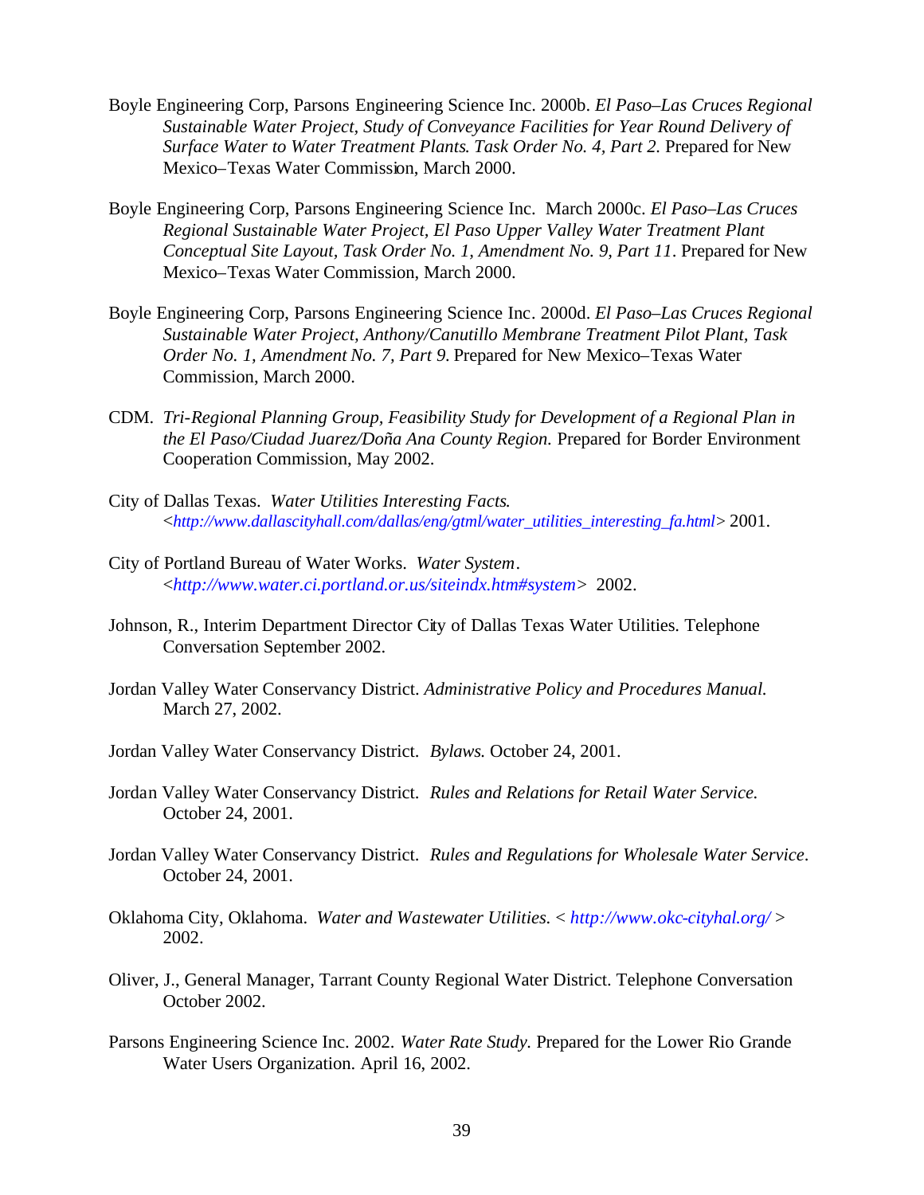Boyle Engineering Corp, Parsons Engineering Science Inc. 2000b. *El Paso–Las Cruces Regional Sustainable Water Project, Study of Conveyance Facilities for Year Round Delivery of Surface Water to Water Treatment Plants. Task Order No. 4, Part 2.* Prepared for New Mexico–Texas Water Commission, March 2000.

Boyle Engineering Corp, Parsons Engineering Science Inc. March 2000c. *El Paso–Las Cruces Regional Sustainable Water Project, El Paso Upper Valley Water Treatment Plant Conceptual Site Layout, Task Order No. 1, Amendment No. 9, Part 11.* Prepared for New Mexico–Texas Water Commission, March 2000.

Boyle Engineering Corp, Parsons Engineering Science Inc. 2000d. *El Paso–Las Cruces Regional Sustainable Water Project, Anthony/Canutillo Membrane Treatment Pilot Plant, Task Order No. 1, Amendment No. 7, Part 9.* Prepared for New Mexico–Texas Water Commission, March 2000.

CDM. *Tri-Regional Planning Group, Feasibility Study for Development of a Regional Plan in the El Paso/Ciudad Juarez/Doña Ana County Region.* Prepared for Border Environment Cooperation Commission, May 2002.

City of Dallas Texas. *Water Utilities Interesting Facts.* <http://www.dallascityhall.com/dallas/eng/gtml/water_utilities_interesting_fa.html> 2001.

City of Portland Bureau of Water Works. *Water System.* <http://www.water.ci.portland.or.us/siteindx.htm#system> 2002.

Johnson, R., Interim Department Director City of Dallas Texas Water Utilities. Telephone Conversation September 2002.

Jordan Valley Water Conservancy District. *Administrative Policy and Procedures Manual.* March 27, 2002.

Jordan Valley Water Conservancy District. *Bylaws.* October 24, 2001.

Jordan Valley Water Conservancy District. *Rules and Relations for Retail Water Service.* October 24, 2001.

Jordan Valley Water Conservancy District. *Rules and Regulations for Wholesale Water Service.* October 24, 2001.

Oklahoma City, Oklahoma. *Water and Wastewater Utilities.* < http://www.okc-cityhal.org/ > 2002.

Oliver, J., General Manager, Tarrant County Regional Water District. Telephone Conversation October 2002.

Parsons Engineering Science Inc. 2002. *Water Rate Study.* Prepared for the Lower Rio Grande Water Users Organization. April 16, 2002.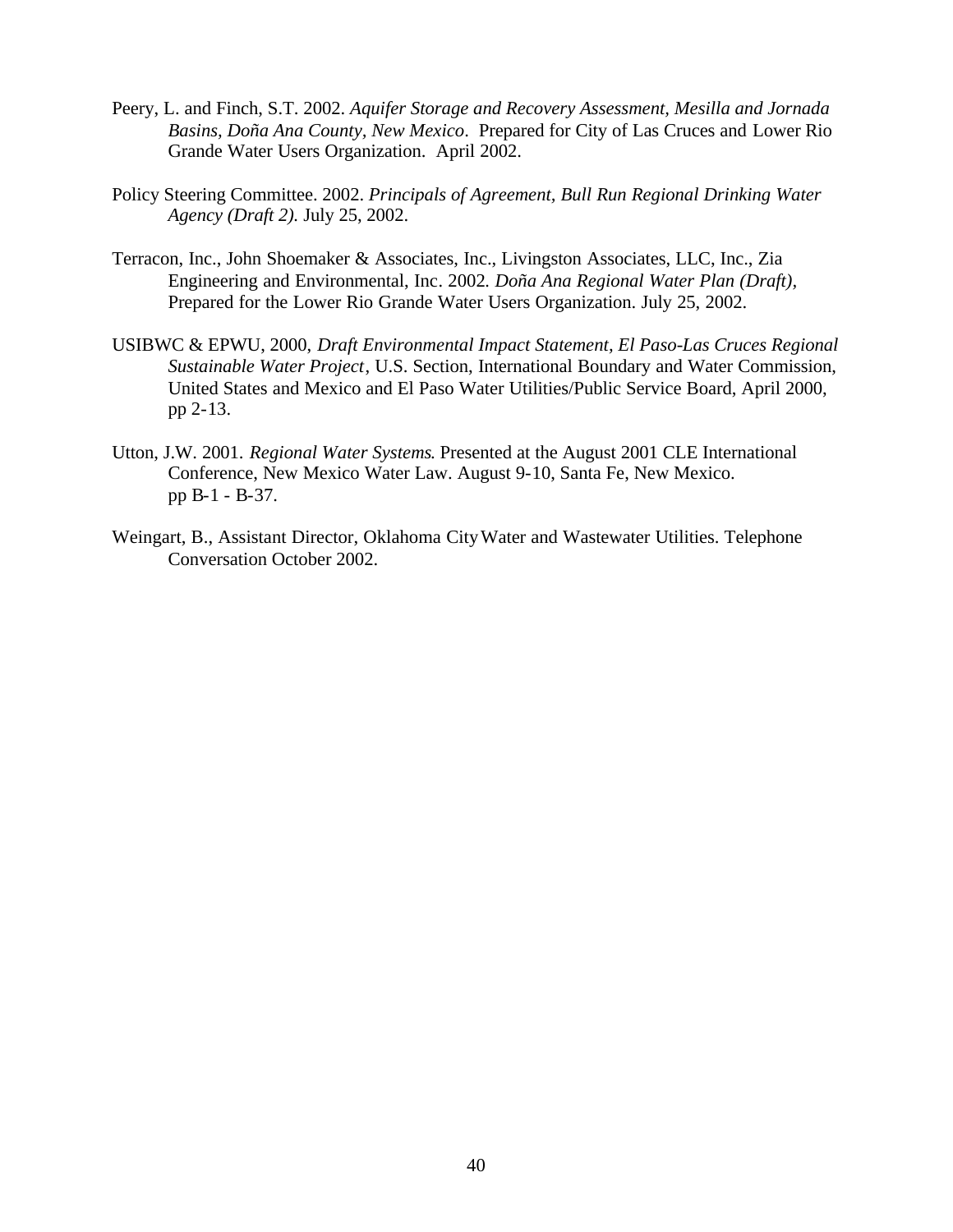Peery, L. and Finch, S.T. 2002. *Aquifer Storage and Recovery Assessment, Mesilla and Jornada Basins, Doña Ana County, New Mexico*. Prepared for City of Las Cruces and Lower Rio Grande Water Users Organization. April 2002.

Policy Steering Committee. 2002. *Principals of Agreement, Bull Run Regional Drinking Water Agency (Draft 2).* July 25, 2002.

Terracon, Inc., John Shoemaker & Associates, Inc., Livingston Associates, LLC, Inc., Zia Engineering and Environmental, Inc. 2002. *Doña Ana Regional Water Plan (Draft),* Prepared for the Lower Rio Grande Water Users Organization. July 25, 2002.

USIBWC & EPWU, 2000, *Draft Environmental Impact Statement, El Paso-Las Cruces Regional Sustainable Water Project*, U.S. Section, International Boundary and Water Commission, United States and Mexico and El Paso Water Utilities/Public Service Board, April 2000, pp 2-13.

Utton, J.W. 2001. *Regional Water Systems*. Presented at the August 2001 CLE International Conference, New Mexico Water Law. August 9-10, Santa Fe, New Mexico. pp B-1 - B-37.

Weingart, B., Assistant Director, Oklahoma City Water and Wastewater Utilities. Telephone Conversation October 2002.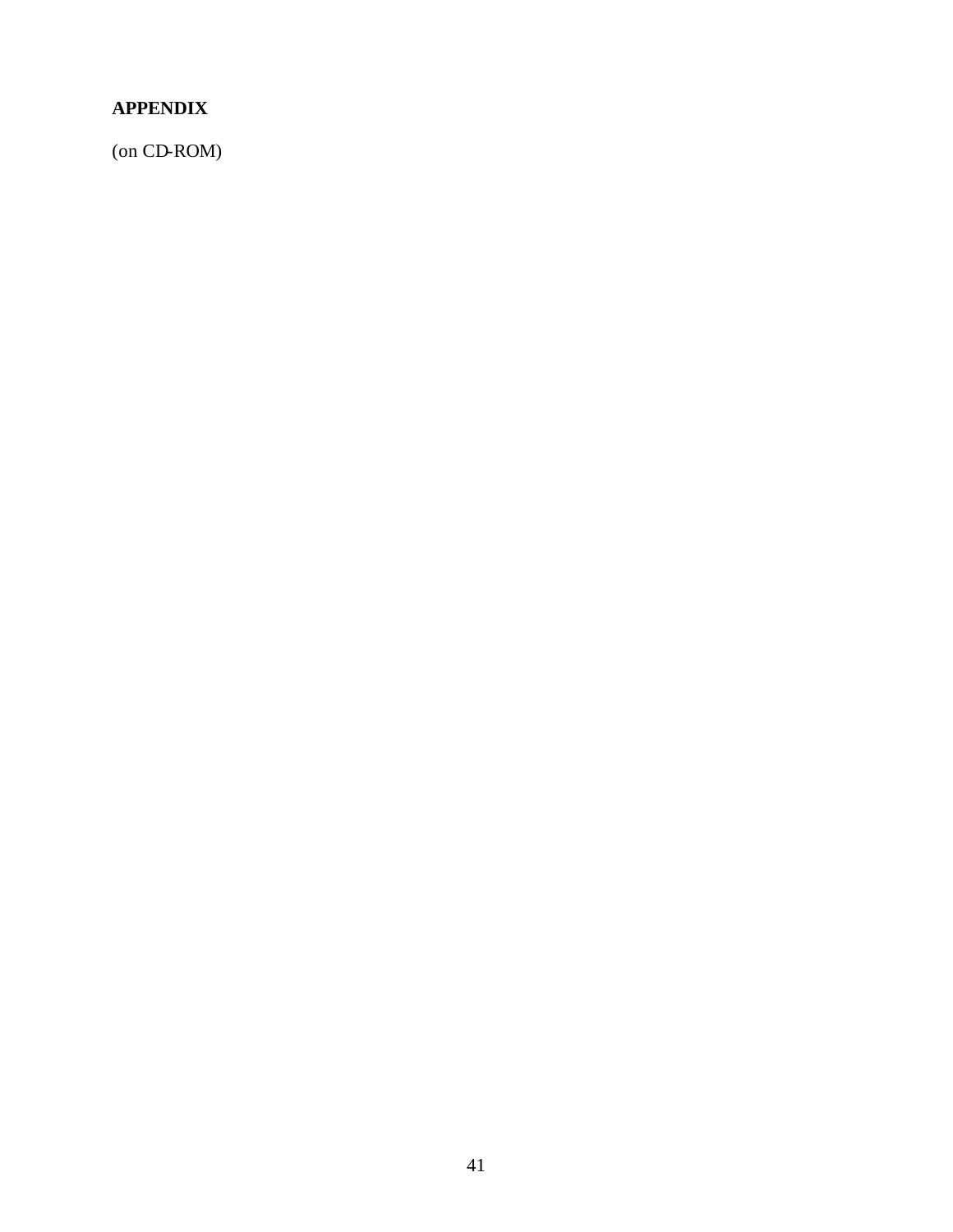## APPENDIX

(on CD-ROM)